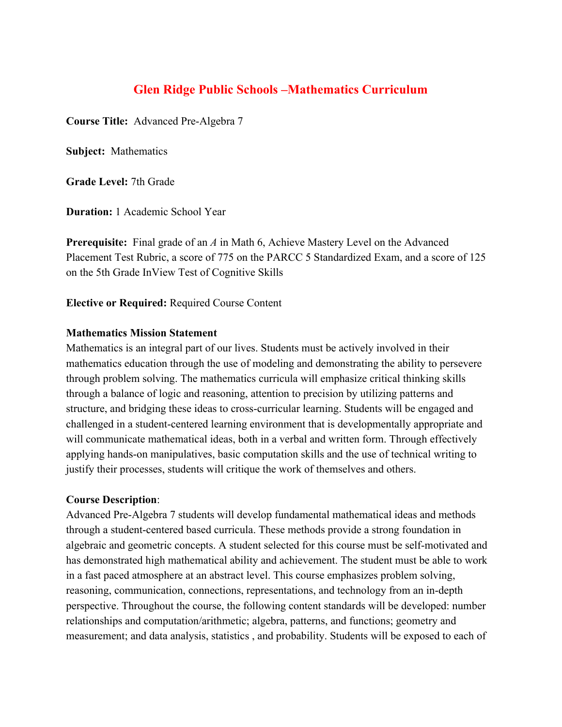# Glen Ridge Public Schools –Mathematics Curriculum

**Course Title:** Advanced Pre-Algebra 7

**Subject:** Mathematics

**Grade Level:** 7th Grade

**Duration:** 1 Academic School Year

**Prerequisite:** Final grade of an *A* in Math 6, Achieve Mastery Level on the Advanced Placement Test Rubric, a score of 775 on the PARCC 5 Standardized Exam, and a score of 125 on the 5th Grade InView Test of Cognitive Skills

**Elective or Required:** Required Course Content

**Mathematics Mission Statement**

Mathematics is an integral part of our lives. Students must be actively involved in their mathematics education through the use of modeling and demonstrating the ability to persevere through problem solving. The mathematics curricula will emphasize critical thinking skills through a balance of logic and reasoning, attention to precision by utilizing patterns and structure, and bridging these ideas to cross-curricular learning. Students will be engaged and challenged in a student-centered learning environment that is developmentally appropriate and will communicate mathematical ideas, both in a verbal and written form. Through effectively applying hands-on manipulatives, basic computation skills and the use of technical writing to justify their processes, students will critique the work of themselves and others.

**Course Description**:

Advanced Pre-Algebra 7 students will develop fundamental mathematical ideas and methods through a student-centered based curricula. These methods provide a strong foundation in algebraic and geometric concepts. A student selected for this course must be self-motivated and has demonstrated high mathematical ability and achievement. The student must be able to work in a fast paced atmosphere at an abstract level. This course emphasizes problem solving, reasoning, communication, connections, representations, and technology from an in-depth perspective. Throughout the course, the following content standards will be developed: number relationships and computation/arithmetic; algebra, patterns, and functions; geometry and measurement; and data analysis, statistics , and probability. Students will be exposed to each of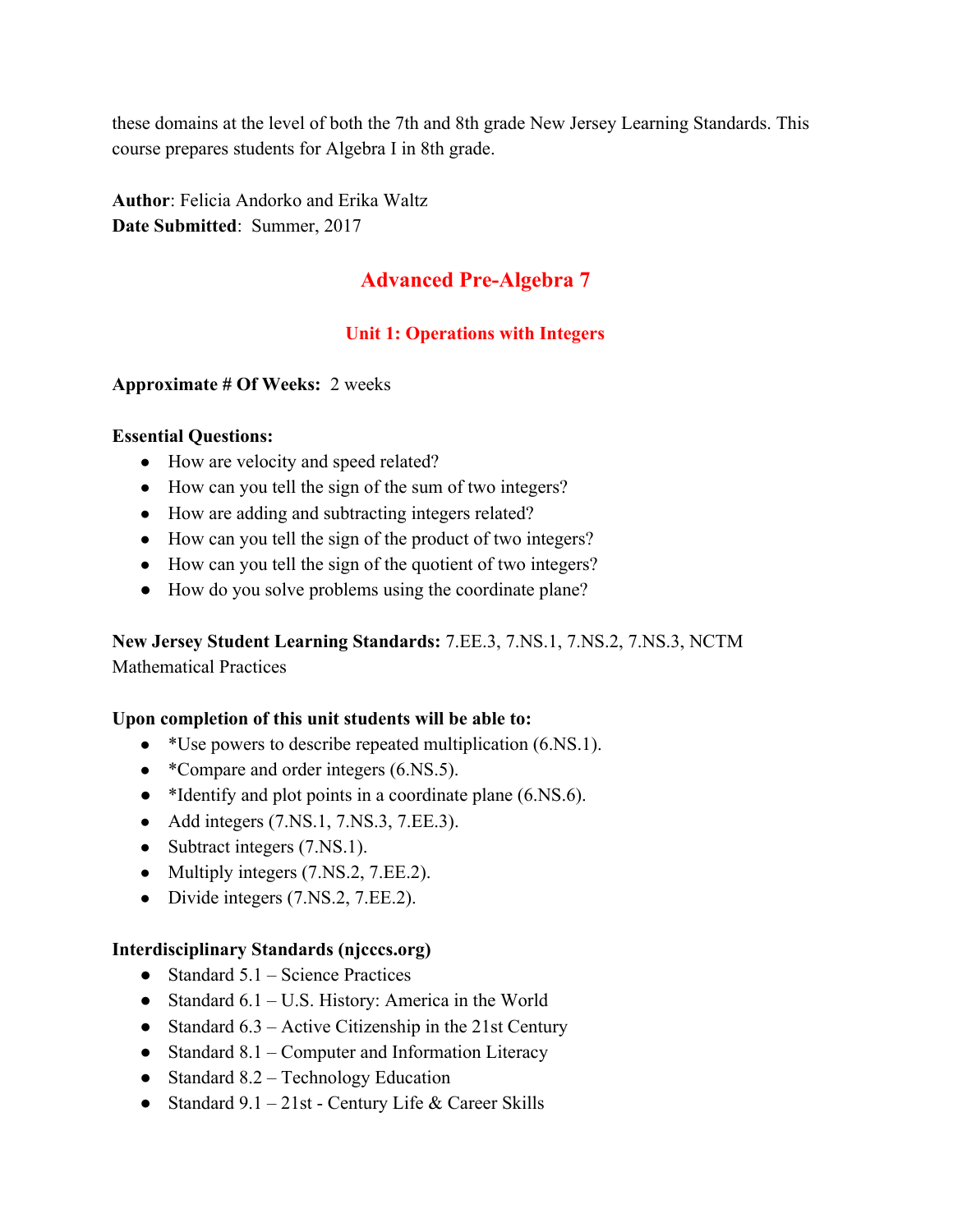these domains at the level of both the 7th and 8th grade New Jersey Learning Standards. This course prepares students for Algebra I in 8th grade.

**Author**: Felicia Andorko and Erika Waltz
**Date Submitted**: Summer, 2017

# Advanced Pre-Algebra 7

## Unit 1: Operations with Integers

**Approximate # Of Weeks:** 2 weeks

**Essential Questions:**

- How are velocity and speed related?
- How can you tell the sign of the sum of two integers?
- How are adding and subtracting integers related?
- How can you tell the sign of the product of two integers?
- How can you tell the sign of the quotient of two integers?
- How do you solve problems using the coordinate plane?

**New Jersey Student Learning Standards:** 7.EE.3, 7.NS.1, 7.NS.2, 7.NS.3, NCTM Mathematical Practices

**Upon completion of this unit students will be able to:**

- *Use powers to describe repeated multiplication (6.NS.1).
- *Compare and order integers (6.NS.5).
- *Identify and plot points in a coordinate plane (6.NS.6).
- Add integers (7.NS.1, 7.NS.3, 7.EE.3).
- Subtract integers (7.NS.1).
- Multiply integers (7.NS.2, 7.EE.2).
- Divide integers (7.NS.2, 7.EE.2).

**Interdisciplinary Standards (njcccs.org)**

- Standard 5.1 – Science Practices
- Standard 6.1 – U.S. History: America in the World
- Standard 6.3 – Active Citizenship in the 21st Century
- Standard 8.1 – Computer and Information Literacy
- Standard 8.2 – Technology Education
- Standard 9.1 – 21st - Century Life & Career Skills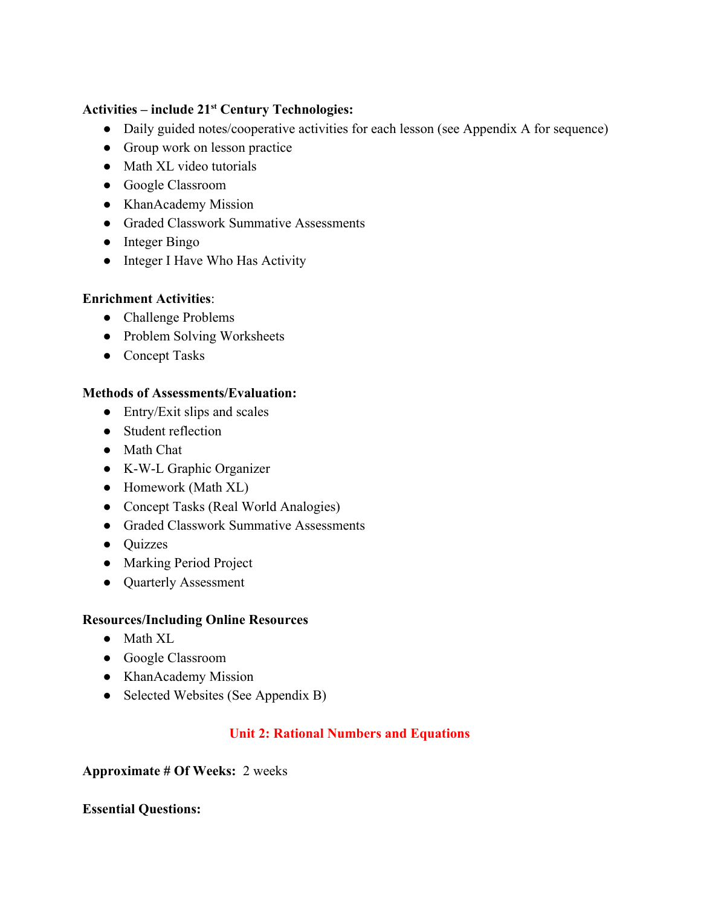**Activities – include 21st Century Technologies:**

- Daily guided notes/cooperative activities for each lesson (see Appendix A for sequence)
- Group work on lesson practice
- Math XL video tutorials
- Google Classroom
- KhanAcademy Mission
- Graded Classwork Summative Assessments
- Integer Bingo
- Integer I Have Who Has Activity

**Enrichment Activities**:

- Challenge Problems
- Problem Solving Worksheets
- Concept Tasks

**Methods of Assessments/Evaluation:**

- Entry/Exit slips and scales
- Student reflection
- Math Chat
- K-W-L Graphic Organizer
- Homework (Math XL)
- Concept Tasks (Real World Analogies)
- Graded Classwork Summative Assessments
- Quizzes
- Marking Period Project
- Quarterly Assessment

**Resources/Including Online Resources**

- Math XL
- Google Classroom
- KhanAcademy Mission
- Selected Websites (See Appendix B)

## Unit 2: Rational Numbers and Equations

**Approximate # Of Weeks:** 2 weeks

**Essential Questions:**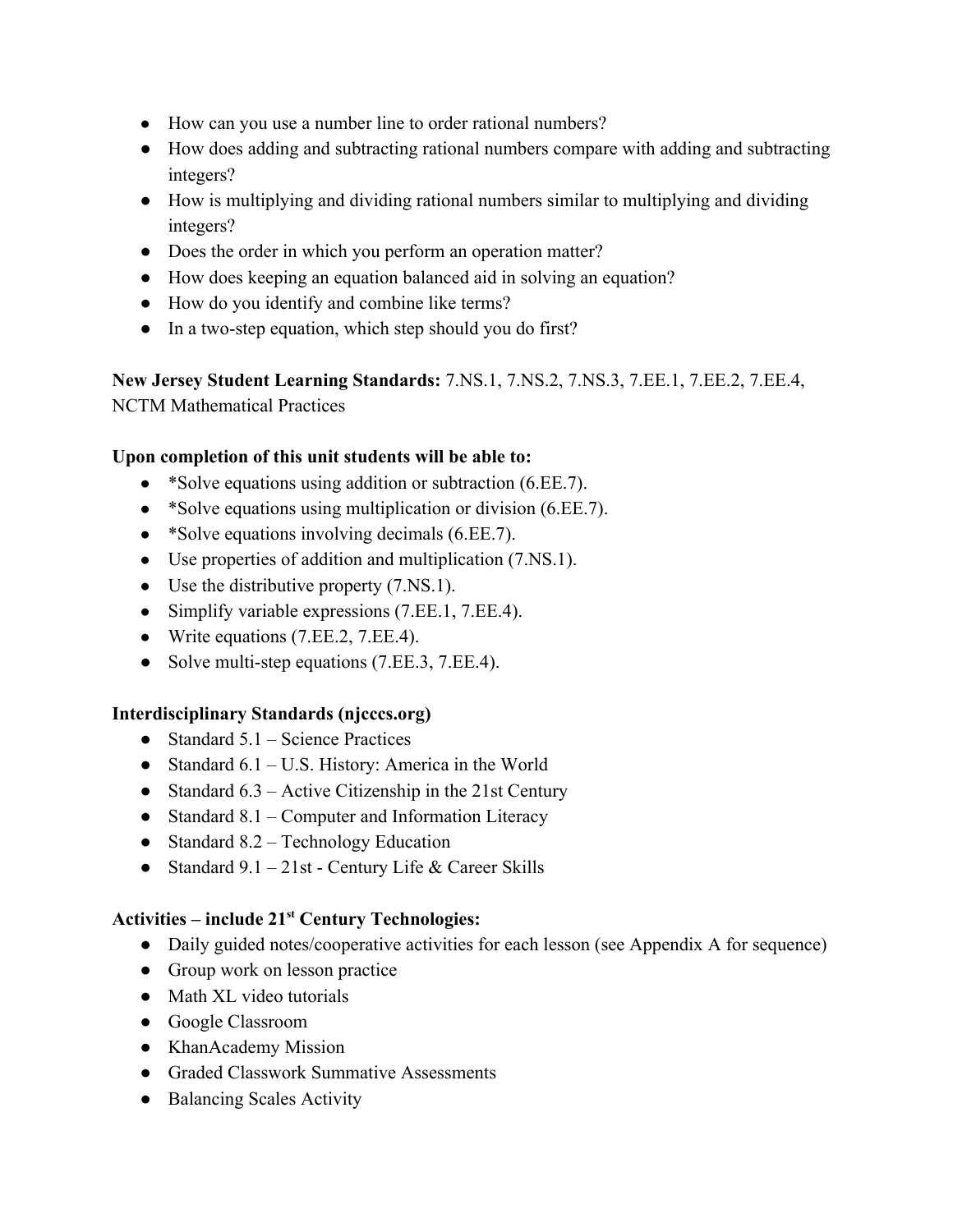- How can you use a number line to order rational numbers?
- How does adding and subtracting rational numbers compare with adding and subtracting integers?
- How is multiplying and dividing rational numbers similar to multiplying and dividing integers?
- Does the order in which you perform an operation matter?
- How does keeping an equation balanced aid in solving an equation?
- How do you identify and combine like terms?
- In a two-step equation, which step should you do first?

**New Jersey Student Learning Standards:** 7.NS.1, 7.NS.2, 7.NS.3, 7.EE.1, 7.EE.2, 7.EE.4, NCTM Mathematical Practices

**Upon completion of this unit students will be able to:**

- *Solve equations using addition or subtraction (6.EE.7).
- *Solve equations using multiplication or division (6.EE.7).
- *Solve equations involving decimals (6.EE.7).
- Use properties of addition and multiplication (7.NS.1).
- Use the distributive property (7.NS.1).
- Simplify variable expressions (7.EE.1, 7.EE.4).
- Write equations (7.EE.2, 7.EE.4).
- Solve multi-step equations (7.EE.3, 7.EE.4).

**Interdisciplinary Standards (njcccs.org)**

- Standard 5.1 – Science Practices
- Standard 6.1 – U.S. History: America in the World
- Standard 6.3 – Active Citizenship in the 21st Century
- Standard 8.1 – Computer and Information Literacy
- Standard 8.2 – Technology Education
- Standard 9.1 – 21st - Century Life & Career Skills

**Activities – include 21st Century Technologies:**

- Daily guided notes/cooperative activities for each lesson (see Appendix A for sequence)
- Group work on lesson practice
- Math XL video tutorials
- Google Classroom
- KhanAcademy Mission
- Graded Classwork Summative Assessments
- Balancing Scales Activity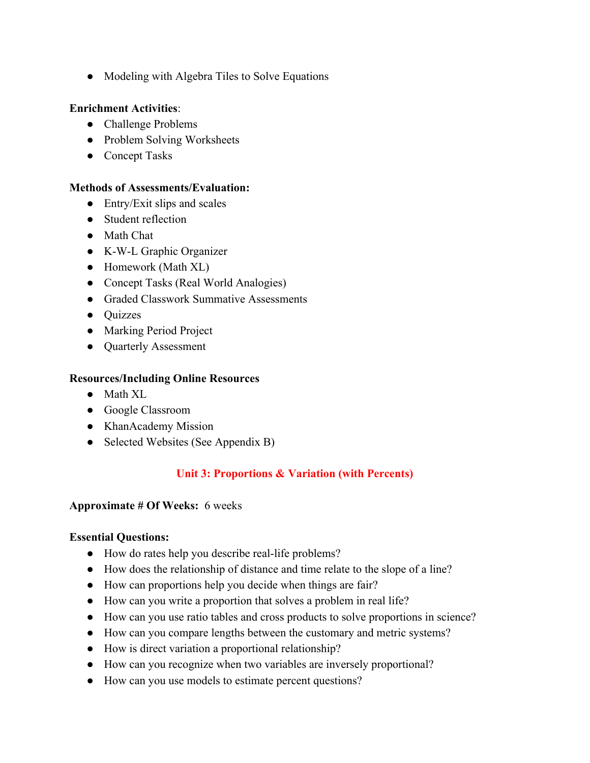- Modeling with Algebra Tiles to Solve Equations

**Enrichment Activities**:

- Challenge Problems
- Problem Solving Worksheets
- Concept Tasks

**Methods of Assessments/Evaluation:**

- Entry/Exit slips and scales
- Student reflection
- Math Chat
- K-W-L Graphic Organizer
- Homework (Math XL)
- Concept Tasks (Real World Analogies)
- Graded Classwork Summative Assessments
- Quizzes
- Marking Period Project
- Quarterly Assessment

**Resources/Including Online Resources**

- Math XL
- Google Classroom
- KhanAcademy Mission
- Selected Websites (See Appendix B)

## Unit 3: Proportions & Variation (with Percents)

**Approximate # Of Weeks:** 6 weeks

**Essential Questions:**

- How do rates help you describe real-life problems?
- How does the relationship of distance and time relate to the slope of a line?
- How can proportions help you decide when things are fair?
- How can you write a proportion that solves a problem in real life?
- How can you use ratio tables and cross products to solve proportions in science?
- How can you compare lengths between the customary and metric systems?
- How is direct variation a proportional relationship?
- How can you recognize when two variables are inversely proportional?
- How can you use models to estimate percent questions?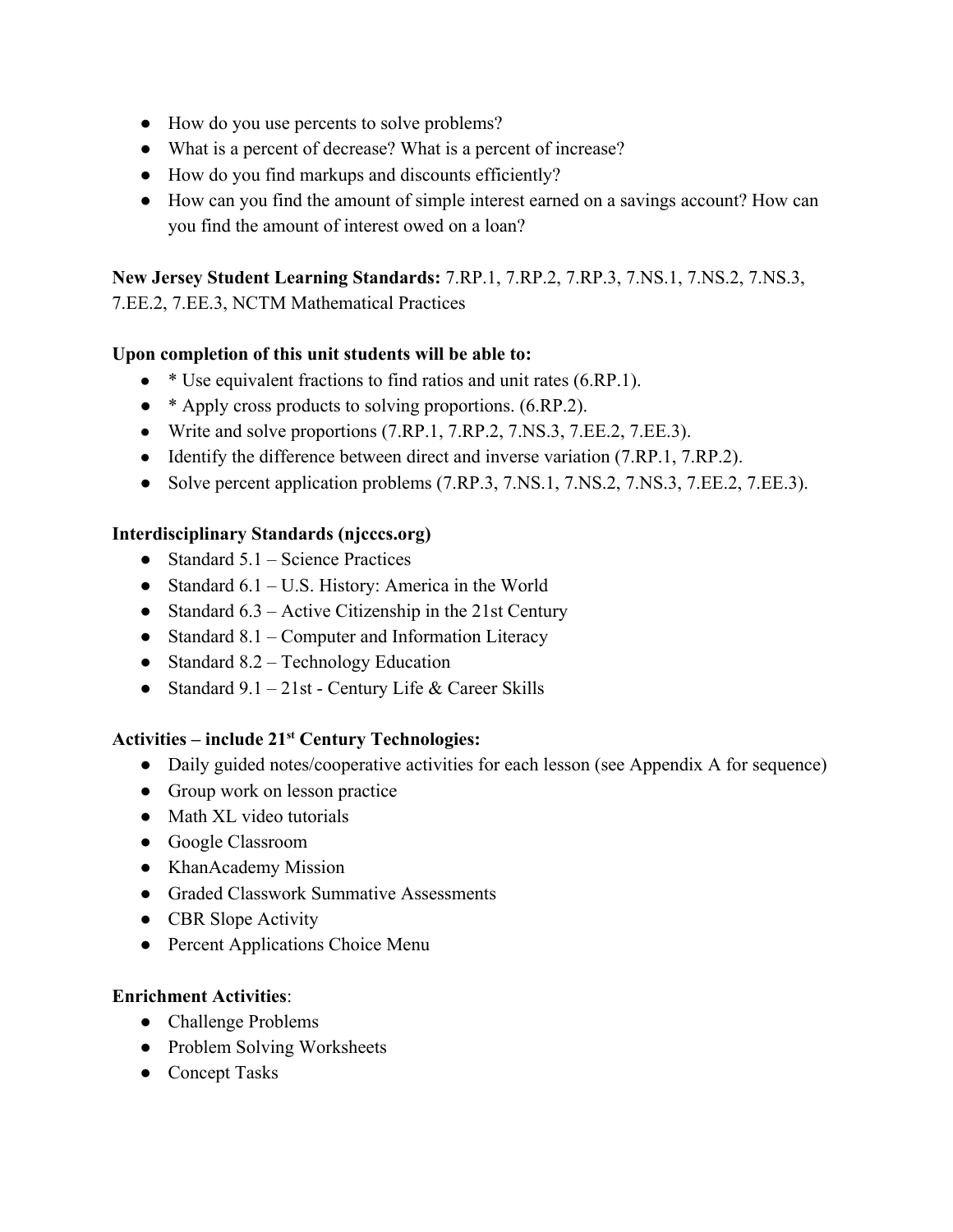- How do you use percents to solve problems?
- What is a percent of decrease? What is a percent of increase?
- How do you find markups and discounts efficiently?
- How can you find the amount of simple interest earned on a savings account? How can you find the amount of interest owed on a loan?

**New Jersey Student Learning Standards:** 7.RP.1, 7.RP.2, 7.RP.3, 7.NS.1, 7.NS.2, 7.NS.3, 7.EE.2, 7.EE.3, NCTM Mathematical Practices

**Upon completion of this unit students will be able to:**

- * Use equivalent fractions to find ratios and unit rates (6.RP.1).
- * Apply cross products to solving proportions. (6.RP.2).
- Write and solve proportions (7.RP.1, 7.RP.2, 7.NS.3, 7.EE.2, 7.EE.3).
- Identify the difference between direct and inverse variation (7.RP.1, 7.RP.2).
- Solve percent application problems (7.RP.3, 7.NS.1, 7.NS.2, 7.NS.3, 7.EE.2, 7.EE.3).

**Interdisciplinary Standards (njcccs.org)**

- Standard 5.1 – Science Practices
- Standard 6.1 – U.S. History: America in the World
- Standard 6.3 – Active Citizenship in the 21st Century
- Standard 8.1 – Computer and Information Literacy
- Standard 8.2 – Technology Education
- Standard 9.1 – 21st - Century Life & Career Skills

**Activities – include 21st Century Technologies:**

- Daily guided notes/cooperative activities for each lesson (see Appendix A for sequence)
- Group work on lesson practice
- Math XL video tutorials
- Google Classroom
- KhanAcademy Mission
- Graded Classwork Summative Assessments
- CBR Slope Activity
- Percent Applications Choice Menu

**Enrichment Activities**:

- Challenge Problems
- Problem Solving Worksheets
- Concept Tasks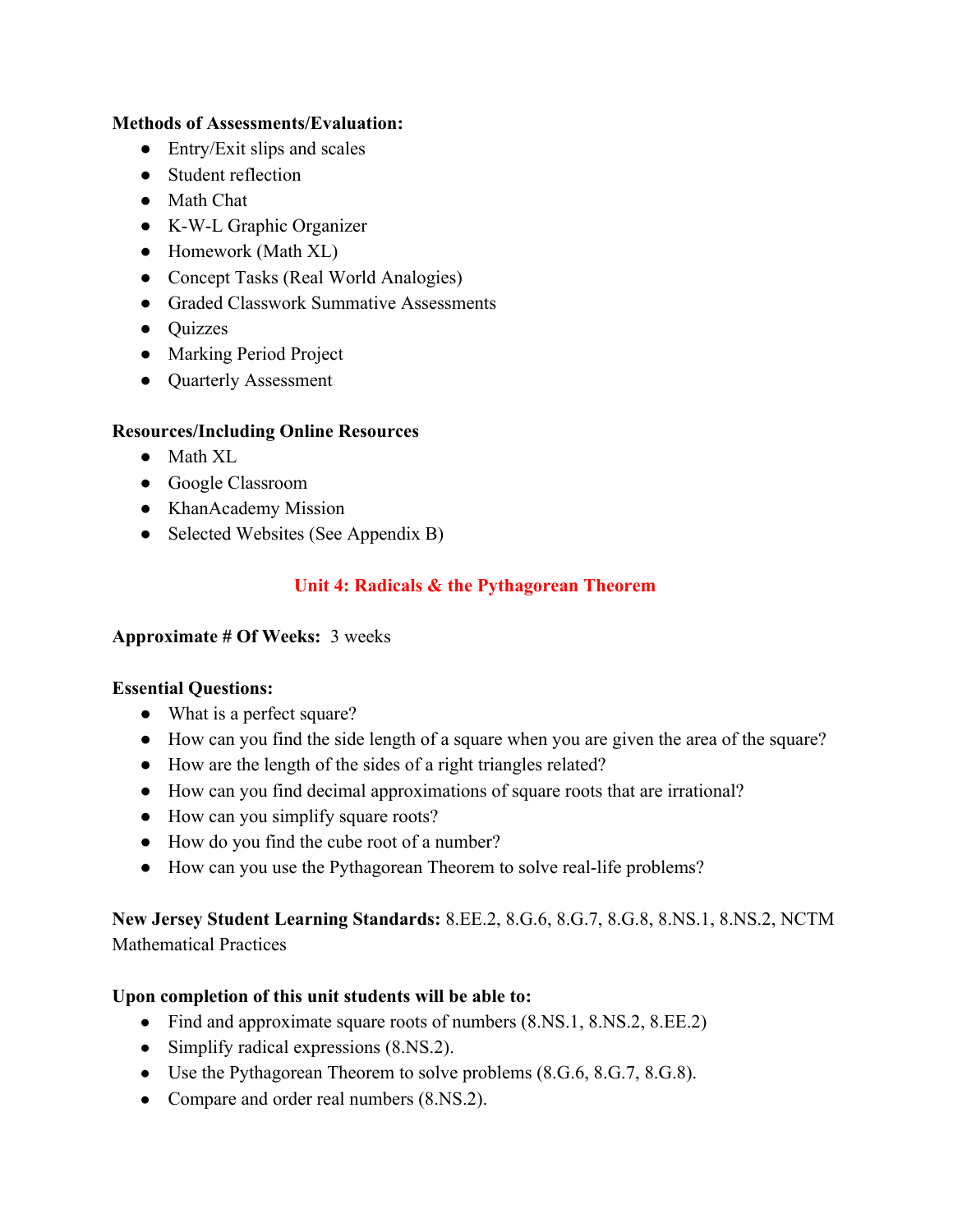**Methods of Assessments/Evaluation:**

- Entry/Exit slips and scales
- Student reflection
- Math Chat
- K-W-L Graphic Organizer
- Homework (Math XL)
- Concept Tasks (Real World Analogies)
- Graded Classwork Summative Assessments
- Quizzes
- Marking Period Project
- Quarterly Assessment

**Resources/Including Online Resources**

- Math XL
- Google Classroom
- KhanAcademy Mission
- Selected Websites (See Appendix B)

## Unit 4: Radicals & the Pythagorean Theorem

**Approximate # Of Weeks:** 3 weeks

**Essential Questions:**

- What is a perfect square?
- How can you find the side length of a square when you are given the area of the square?
- How are the length of the sides of a right triangles related?
- How can you find decimal approximations of square roots that are irrational?
- How can you simplify square roots?
- How do you find the cube root of a number?
- How can you use the Pythagorean Theorem to solve real-life problems?

**New Jersey Student Learning Standards:** 8.EE.2, 8.G.6, 8.G.7, 8.G.8, 8.NS.1, 8.NS.2, NCTM Mathematical Practices

**Upon completion of this unit students will be able to:**

- Find and approximate square roots of numbers (8.NS.1, 8.NS.2, 8.EE.2)
- Simplify radical expressions (8.NS.2).
- Use the Pythagorean Theorem to solve problems (8.G.6, 8.G.7, 8.G.8).
- Compare and order real numbers (8.NS.2).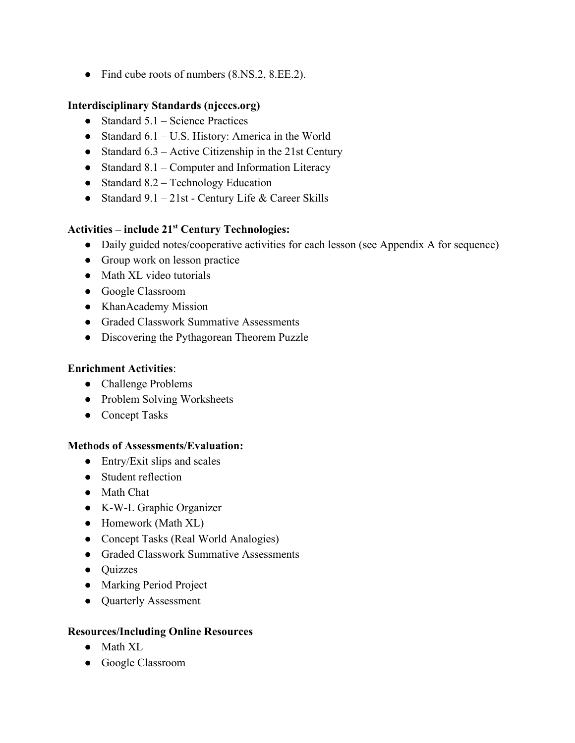- Find cube roots of numbers (8.NS.2, 8.EE.2).

**Interdisciplinary Standards (njcccs.org)**

- Standard 5.1 – Science Practices
- Standard 6.1 – U.S. History: America in the World
- Standard 6.3 – Active Citizenship in the 21st Century
- Standard 8.1 – Computer and Information Literacy
- Standard 8.2 – Technology Education
- Standard 9.1 – 21st - Century Life & Career Skills

**Activities – include 21st Century Technologies:**

- Daily guided notes/cooperative activities for each lesson (see Appendix A for sequence)
- Group work on lesson practice
- Math XL video tutorials
- Google Classroom
- KhanAcademy Mission
- Graded Classwork Summative Assessments
- Discovering the Pythagorean Theorem Puzzle

**Enrichment Activities**:

- Challenge Problems
- Problem Solving Worksheets
- Concept Tasks

**Methods of Assessments/Evaluation:**

- Entry/Exit slips and scales
- Student reflection
- Math Chat
- K-W-L Graphic Organizer
- Homework (Math XL)
- Concept Tasks (Real World Analogies)
- Graded Classwork Summative Assessments
- Quizzes
- Marking Period Project
- Quarterly Assessment

**Resources/Including Online Resources**

- Math XL
- Google Classroom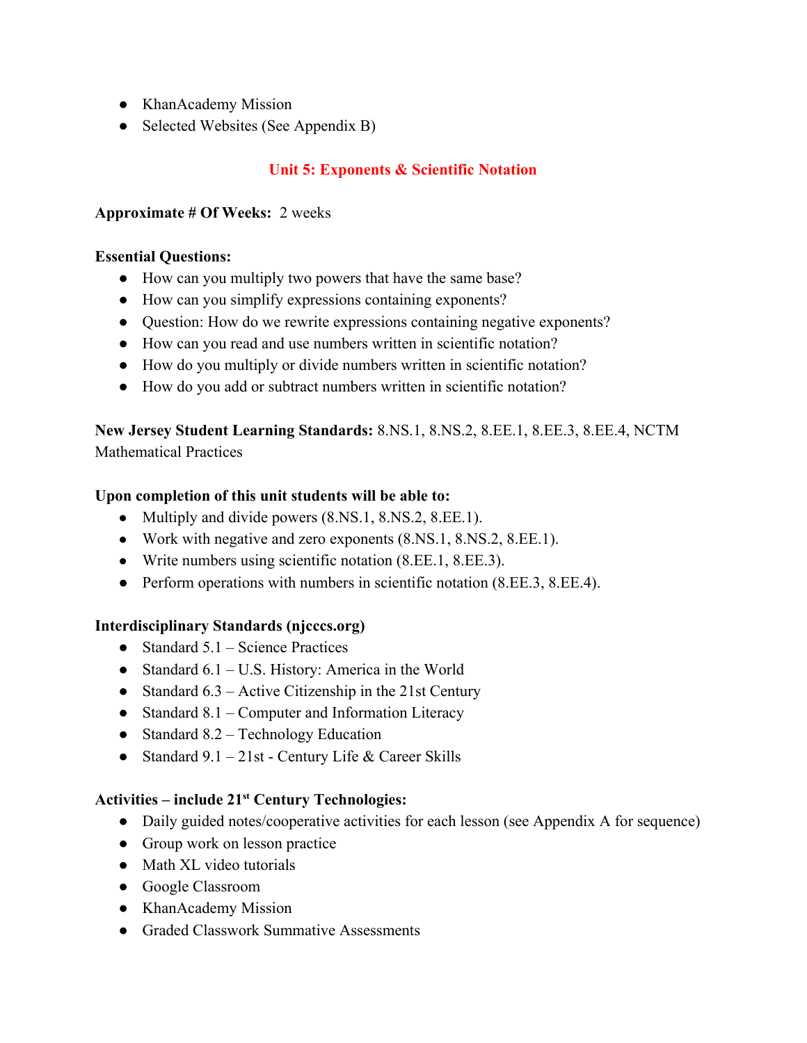- KhanAcademy Mission
- Selected Websites (See Appendix B)

## Unit 5: Exponents & Scientific Notation

**Approximate # Of Weeks:** 2 weeks

**Essential Questions:**

- How can you multiply two powers that have the same base?
- How can you simplify expressions containing exponents?
- Question: How do we rewrite expressions containing negative exponents?
- How can you read and use numbers written in scientific notation?
- How do you multiply or divide numbers written in scientific notation?
- How do you add or subtract numbers written in scientific notation?

**New Jersey Student Learning Standards:** 8.NS.1, 8.NS.2, 8.EE.1, 8.EE.3, 8.EE.4, NCTM Mathematical Practices

**Upon completion of this unit students will be able to:**

- Multiply and divide powers (8.NS.1, 8.NS.2, 8.EE.1).
- Work with negative and zero exponents (8.NS.1, 8.NS.2, 8.EE.1).
- Write numbers using scientific notation (8.EE.1, 8.EE.3).
- Perform operations with numbers in scientific notation (8.EE.3, 8.EE.4).

**Interdisciplinary Standards (njcccs.org)**

- Standard 5.1 – Science Practices
- Standard 6.1 – U.S. History: America in the World
- Standard 6.3 – Active Citizenship in the 21st Century
- Standard 8.1 – Computer and Information Literacy
- Standard 8.2 – Technology Education
- Standard 9.1 – 21st - Century Life & Career Skills

**Activities – include 21st Century Technologies:**

- Daily guided notes/cooperative activities for each lesson (see Appendix A for sequence)
- Group work on lesson practice
- Math XL video tutorials
- Google Classroom
- KhanAcademy Mission
- Graded Classwork Summative Assessments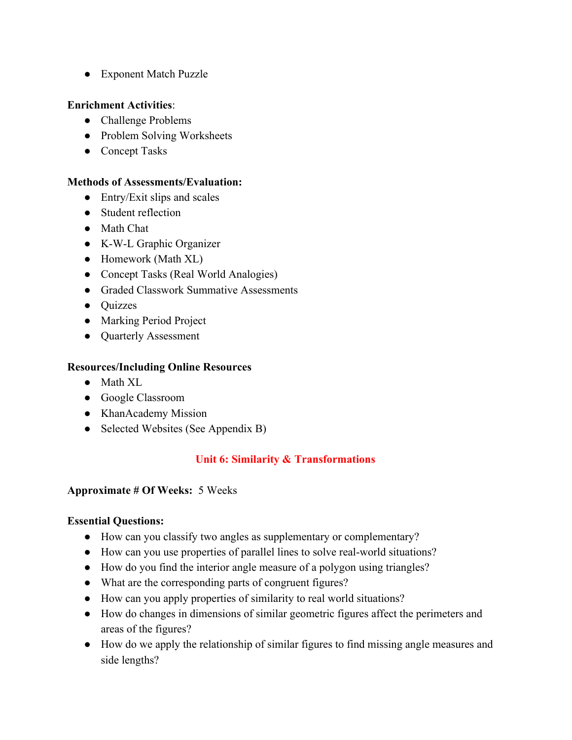- Exponent Match Puzzle

**Enrichment Activities**:

- Challenge Problems
- Problem Solving Worksheets
- Concept Tasks

**Methods of Assessments/Evaluation:**

- Entry/Exit slips and scales
- Student reflection
- Math Chat
- K-W-L Graphic Organizer
- Homework (Math XL)
- Concept Tasks (Real World Analogies)
- Graded Classwork Summative Assessments
- Quizzes
- Marking Period Project
- Quarterly Assessment

**Resources/Including Online Resources**

- Math XL
- Google Classroom
- KhanAcademy Mission
- Selected Websites (See Appendix B)

## Unit 6: Similarity & Transformations

**Approximate # Of Weeks:** 5 Weeks

**Essential Questions:**

- How can you classify two angles as supplementary or complementary?
- How can you use properties of parallel lines to solve real-world situations?
- How do you find the interior angle measure of a polygon using triangles?
- What are the corresponding parts of congruent figures?
- How can you apply properties of similarity to real world situations?
- How do changes in dimensions of similar geometric figures affect the perimeters and areas of the figures?
- How do we apply the relationship of similar figures to find missing angle measures and side lengths?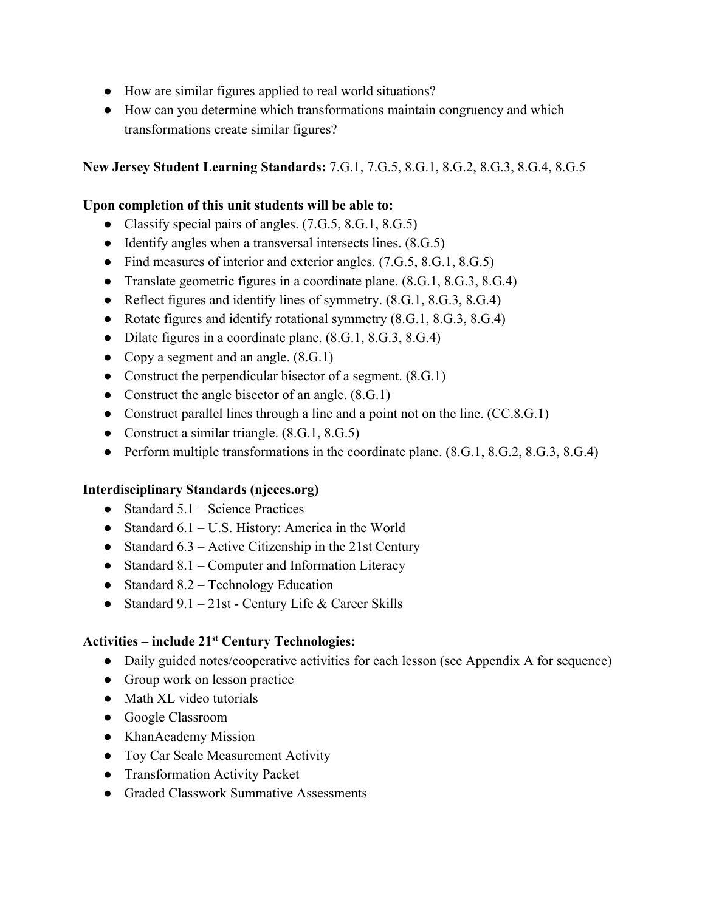- How are similar figures applied to real world situations?
- How can you determine which transformations maintain congruency and which transformations create similar figures?

**New Jersey Student Learning Standards:** 7.G.1, 7.G.5, 8.G.1, 8.G.2, 8.G.3, 8.G.4, 8.G.5

**Upon completion of this unit students will be able to:**

- Classify special pairs of angles. (7.G.5, 8.G.1, 8.G.5)
- Identify angles when a transversal intersects lines. (8.G.5)
- Find measures of interior and exterior angles. (7.G.5, 8.G.1, 8.G.5)
- Translate geometric figures in a coordinate plane. (8.G.1, 8.G.3, 8.G.4)
- Reflect figures and identify lines of symmetry. (8.G.1, 8.G.3, 8.G.4)
- Rotate figures and identify rotational symmetry (8.G.1, 8.G.3, 8.G.4)
- Dilate figures in a coordinate plane. (8.G.1, 8.G.3, 8.G.4)
- Copy a segment and an angle. (8.G.1)
- Construct the perpendicular bisector of a segment. (8.G.1)
- Construct the angle bisector of an angle. (8.G.1)
- Construct parallel lines through a line and a point not on the line. (CC.8.G.1)
- Construct a similar triangle. (8.G.1, 8.G.5)
- Perform multiple transformations in the coordinate plane. (8.G.1, 8.G.2, 8.G.3, 8.G.4)

**Interdisciplinary Standards (njcccs.org)**

- Standard 5.1 – Science Practices
- Standard 6.1 – U.S. History: America in the World
- Standard 6.3 – Active Citizenship in the 21st Century
- Standard 8.1 – Computer and Information Literacy
- Standard 8.2 – Technology Education
- Standard 9.1 – 21st - Century Life & Career Skills

**Activities – include 21st Century Technologies:**

- Daily guided notes/cooperative activities for each lesson (see Appendix A for sequence)
- Group work on lesson practice
- Math XL video tutorials
- Google Classroom
- KhanAcademy Mission
- Toy Car Scale Measurement Activity
- Transformation Activity Packet
- Graded Classwork Summative Assessments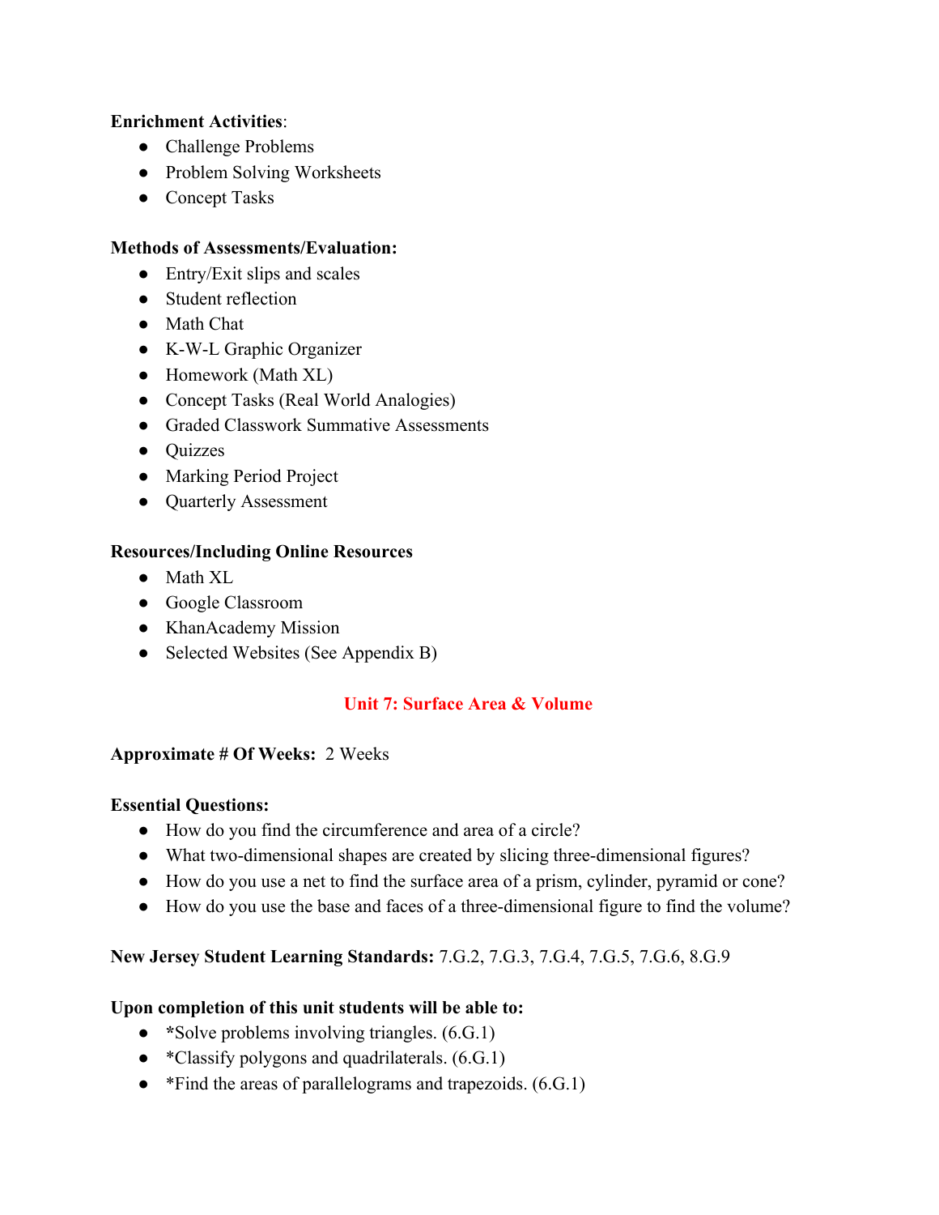**Enrichment Activities**:

- Challenge Problems
- Problem Solving Worksheets
- Concept Tasks

**Methods of Assessments/Evaluation:**

- Entry/Exit slips and scales
- Student reflection
- Math Chat
- K-W-L Graphic Organizer
- Homework (Math XL)
- Concept Tasks (Real World Analogies)
- Graded Classwork Summative Assessments
- Quizzes
- Marking Period Project
- Quarterly Assessment

**Resources/Including Online Resources**

- Math XL
- Google Classroom
- KhanAcademy Mission
- Selected Websites (See Appendix B)

## Unit 7: Surface Area & Volume

**Approximate # Of Weeks:** 2 Weeks

**Essential Questions:**

- How do you find the circumference and area of a circle?
- What two-dimensional shapes are created by slicing three-dimensional figures?
- How do you use a net to find the surface area of a prism, cylinder, pyramid or cone?
- How do you use the base and faces of a three-dimensional figure to find the volume?

**New Jersey Student Learning Standards:** 7.G.2, 7.G.3, 7.G.4, 7.G.5, 7.G.6, 8.G.9

**Upon completion of this unit students will be able to:**

- *Solve problems involving triangles. (6.G.1)
- *Classify polygons and quadrilaterals. (6.G.1)
- *Find the areas of parallelograms and trapezoids. (6.G.1)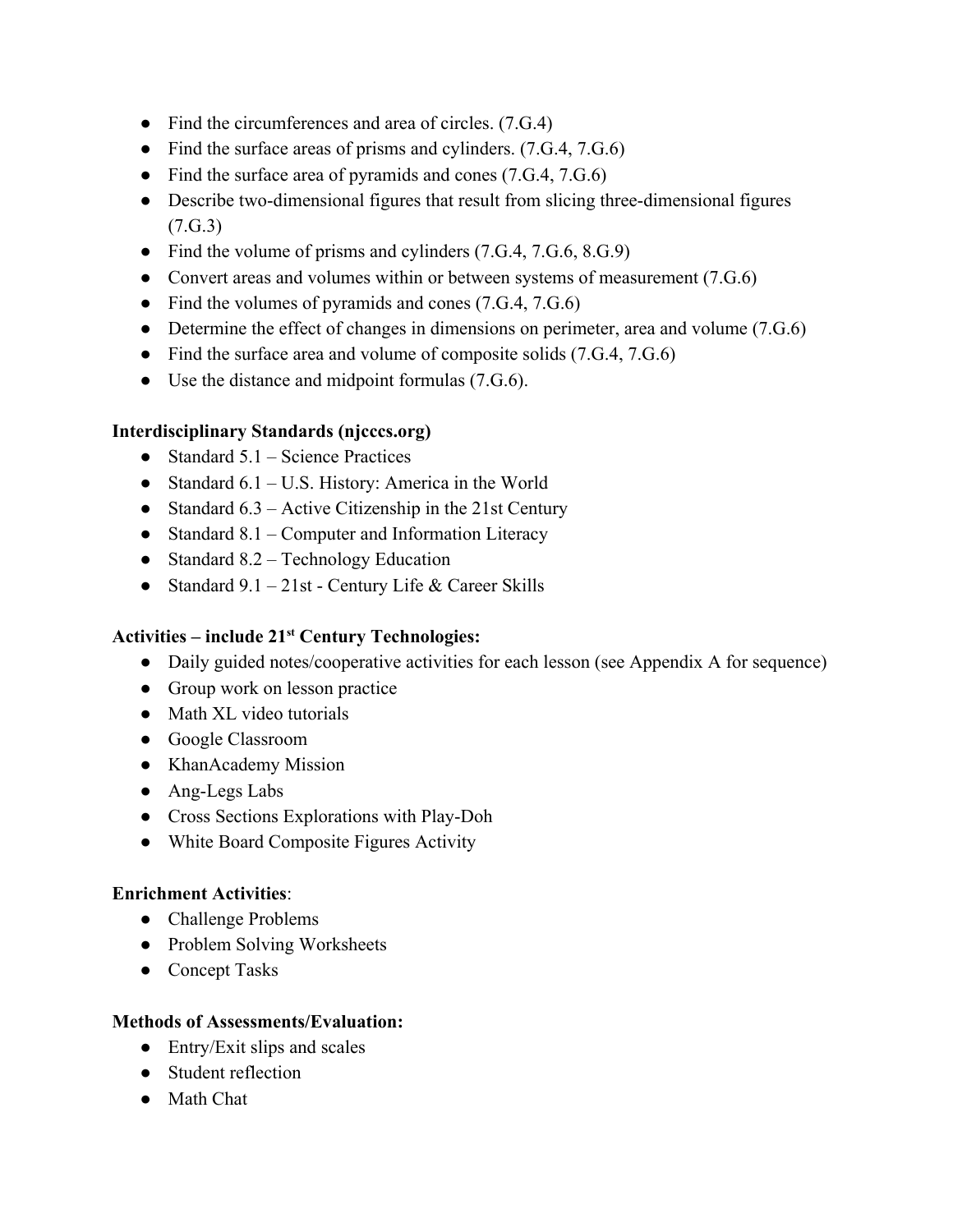- Find the circumferences and area of circles. (7.G.4)
- Find the surface areas of prisms and cylinders. (7.G.4, 7.G.6)
- Find the surface area of pyramids and cones (7.G.4, 7.G.6)
- Describe two-dimensional figures that result from slicing three-dimensional figures (7.G.3)
- Find the volume of prisms and cylinders (7.G.4, 7.G.6, 8.G.9)
- Convert areas and volumes within or between systems of measurement (7.G.6)
- Find the volumes of pyramids and cones (7.G.4, 7.G.6)
- Determine the effect of changes in dimensions on perimeter, area and volume (7.G.6)
- Find the surface area and volume of composite solids (7.G.4, 7.G.6)
- Use the distance and midpoint formulas (7.G.6).

**Interdisciplinary Standards (njcccs.org)**

- Standard 5.1 – Science Practices
- Standard 6.1 – U.S. History: America in the World
- Standard 6.3 – Active Citizenship in the 21st Century
- Standard 8.1 – Computer and Information Literacy
- Standard 8.2 – Technology Education
- Standard 9.1 – 21st - Century Life & Career Skills

**Activities – include 21st Century Technologies:**

- Daily guided notes/cooperative activities for each lesson (see Appendix A for sequence)
- Group work on lesson practice
- Math XL video tutorials
- Google Classroom
- KhanAcademy Mission
- Ang-Legs Labs
- Cross Sections Explorations with Play-Doh
- White Board Composite Figures Activity

**Enrichment Activities**:

- Challenge Problems
- Problem Solving Worksheets
- Concept Tasks

**Methods of Assessments/Evaluation:**

- Entry/Exit slips and scales
- Student reflection
- Math Chat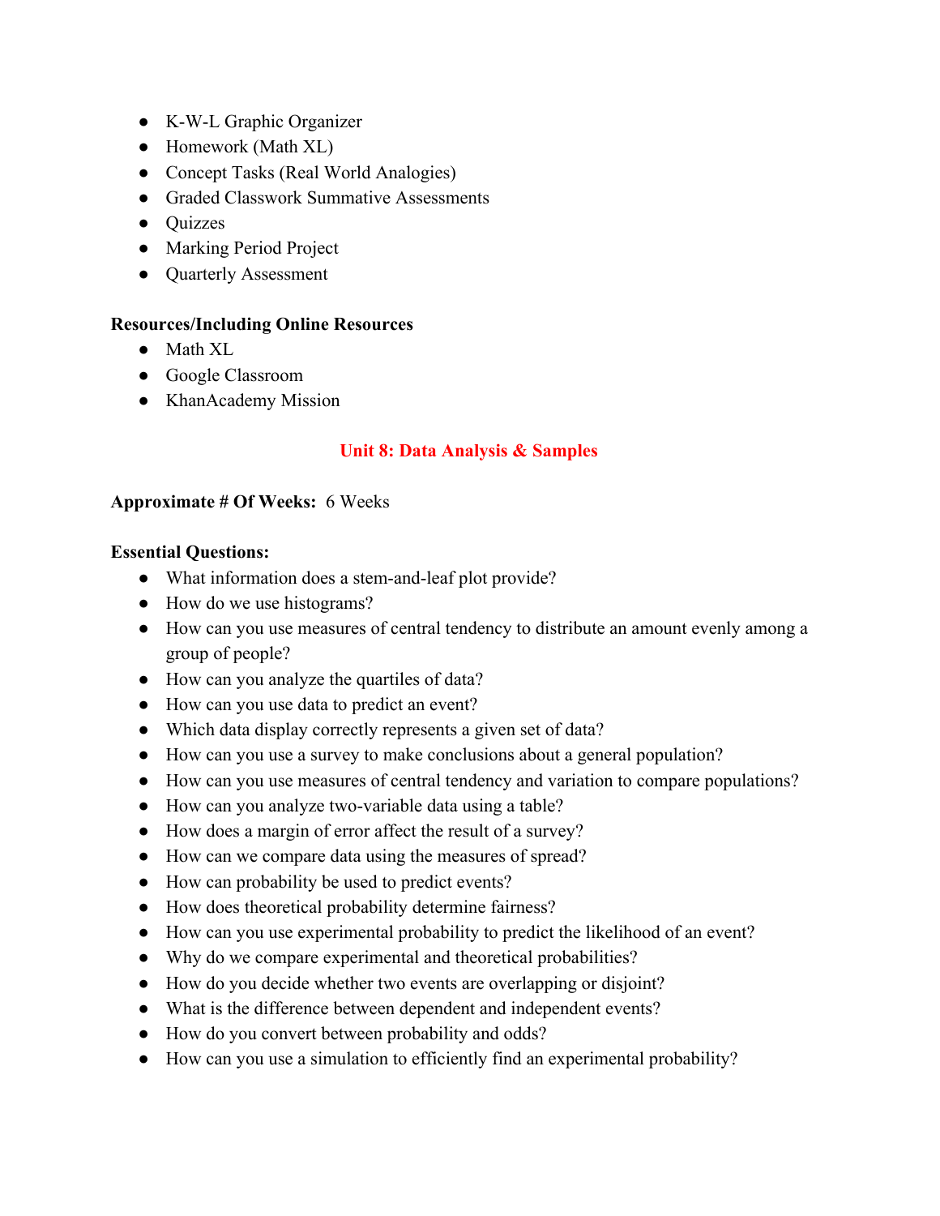- K-W-L Graphic Organizer
- Homework (Math XL)
- Concept Tasks (Real World Analogies)
- Graded Classwork Summative Assessments
- Quizzes
- Marking Period Project
- Quarterly Assessment

**Resources/Including Online Resources**

- Math XL
- Google Classroom
- KhanAcademy Mission

## Unit 8: Data Analysis & Samples

**Approximate # Of Weeks:** 6 Weeks

**Essential Questions:**

- What information does a stem-and-leaf plot provide?
- How do we use histograms?
- How can you use measures of central tendency to distribute an amount evenly among a group of people?
- How can you analyze the quartiles of data?
- How can you use data to predict an event?
- Which data display correctly represents a given set of data?
- How can you use a survey to make conclusions about a general population?
- How can you use measures of central tendency and variation to compare populations?
- How can you analyze two-variable data using a table?
- How does a margin of error affect the result of a survey?
- How can we compare data using the measures of spread?
- How can probability be used to predict events?
- How does theoretical probability determine fairness?
- How can you use experimental probability to predict the likelihood of an event?
- Why do we compare experimental and theoretical probabilities?
- How do you decide whether two events are overlapping or disjoint?
- What is the difference between dependent and independent events?
- How do you convert between probability and odds?
- How can you use a simulation to efficiently find an experimental probability?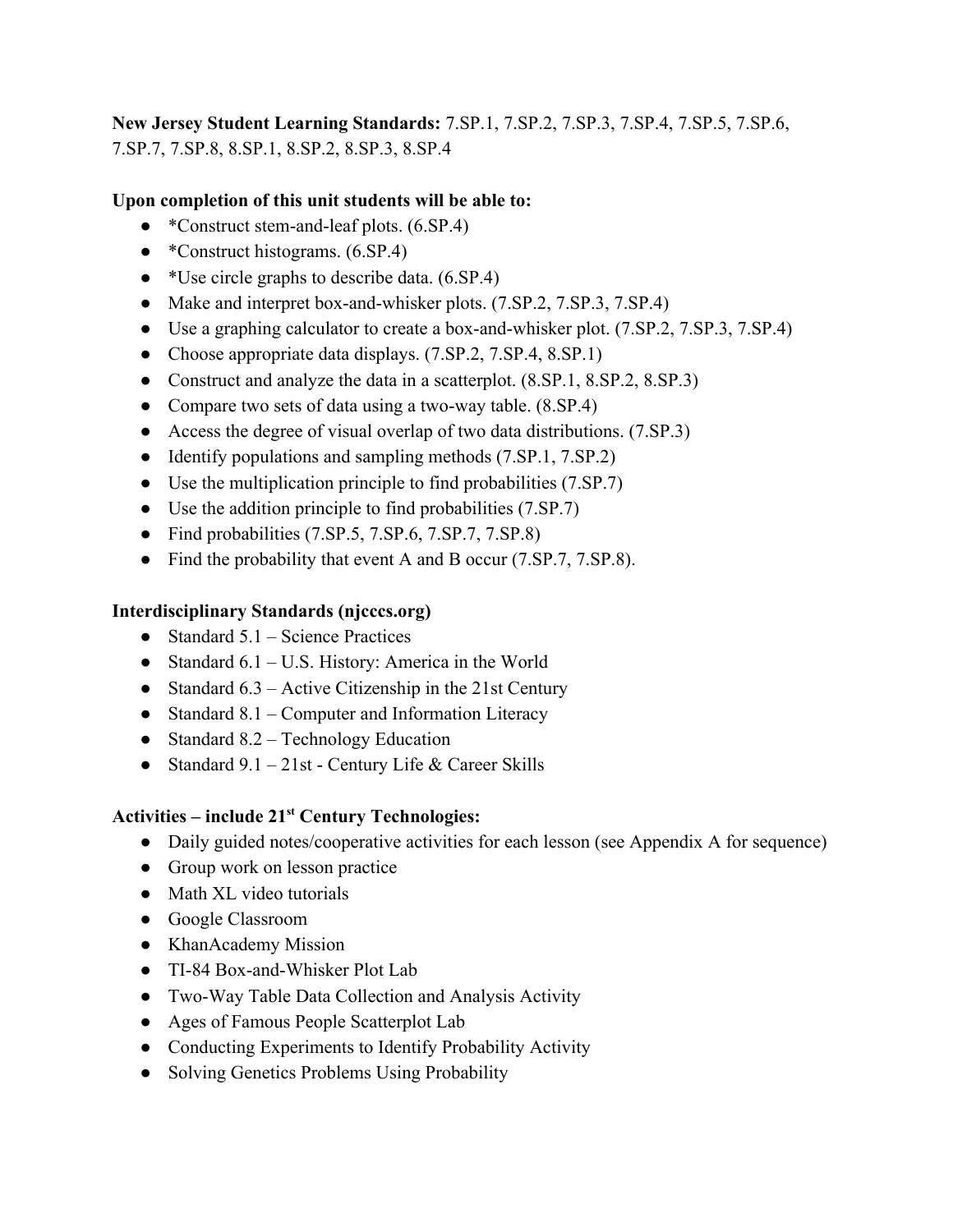**New Jersey Student Learning Standards:** 7.SP.1, 7.SP.2, 7.SP.3, 7.SP.4, 7.SP.5, 7.SP.6, 7.SP.7, 7.SP.8, 8.SP.1, 8.SP.2, 8.SP.3, 8.SP.4

**Upon completion of this unit students will be able to:**

- *Construct stem-and-leaf plots. (6.SP.4)
- *Construct histograms. (6.SP.4)
- *Use circle graphs to describe data. (6.SP.4)
- Make and interpret box-and-whisker plots. (7.SP.2, 7.SP.3, 7.SP.4)
- Use a graphing calculator to create a box-and-whisker plot. (7.SP.2, 7.SP.3, 7.SP.4)
- Choose appropriate data displays. (7.SP.2, 7.SP.4, 8.SP.1)
- Construct and analyze the data in a scatterplot. (8.SP.1, 8.SP.2, 8.SP.3)
- Compare two sets of data using a two-way table. (8.SP.4)
- Access the degree of visual overlap of two data distributions. (7.SP.3)
- Identify populations and sampling methods (7.SP.1, 7.SP.2)
- Use the multiplication principle to find probabilities (7.SP.7)
- Use the addition principle to find probabilities (7.SP.7)
- Find probabilities (7.SP.5, 7.SP.6, 7.SP.7, 7.SP.8)
- Find the probability that event A and B occur (7.SP.7, 7.SP.8).

**Interdisciplinary Standards (njcccs.org)**

- Standard 5.1 – Science Practices
- Standard 6.1 – U.S. History: America in the World
- Standard 6.3 – Active Citizenship in the 21st Century
- Standard 8.1 – Computer and Information Literacy
- Standard 8.2 – Technology Education
- Standard 9.1 – 21st - Century Life & Career Skills

**Activities – include 21st Century Technologies:**

- Daily guided notes/cooperative activities for each lesson (see Appendix A for sequence)
- Group work on lesson practice
- Math XL video tutorials
- Google Classroom
- KhanAcademy Mission
- TI-84 Box-and-Whisker Plot Lab
- Two-Way Table Data Collection and Analysis Activity
- Ages of Famous People Scatterplot Lab
- Conducting Experiments to Identify Probability Activity
- Solving Genetics Problems Using Probability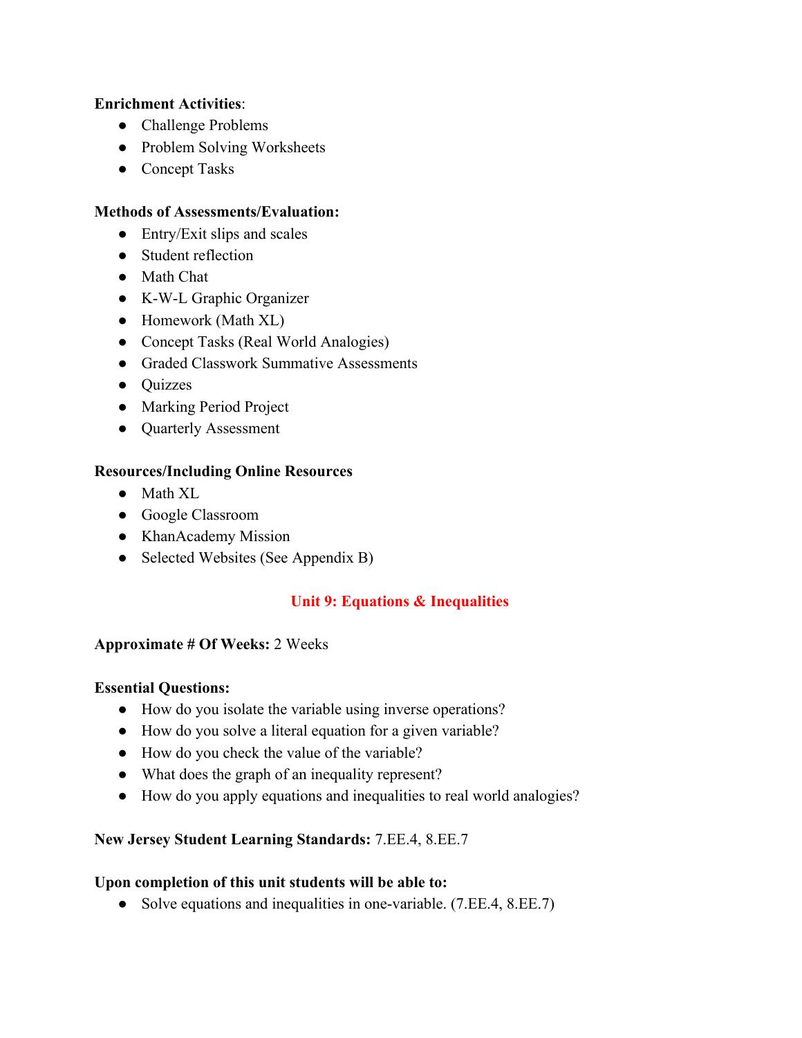**Enrichment Activities**:

- Challenge Problems
- Problem Solving Worksheets
- Concept Tasks

**Methods of Assessments/Evaluation:**

- Entry/Exit slips and scales
- Student reflection
- Math Chat
- K-W-L Graphic Organizer
- Homework (Math XL)
- Concept Tasks (Real World Analogies)
- Graded Classwork Summative Assessments
- Quizzes
- Marking Period Project
- Quarterly Assessment

**Resources/Including Online Resources**

- Math XL
- Google Classroom
- KhanAcademy Mission
- Selected Websites (See Appendix B)

## Unit 9: Equations & Inequalities

**Approximate # Of Weeks:** 2 Weeks

**Essential Questions:**

- How do you isolate the variable using inverse operations?
- How do you solve a literal equation for a given variable?
- How do you check the value of the variable?
- What does the graph of an inequality represent?
- How do you apply equations and inequalities to real world analogies?

**New Jersey Student Learning Standards:** 7.EE.4, 8.EE.7

**Upon completion of this unit students will be able to:**

- Solve equations and inequalities in one-variable. (7.EE.4, 8.EE.7)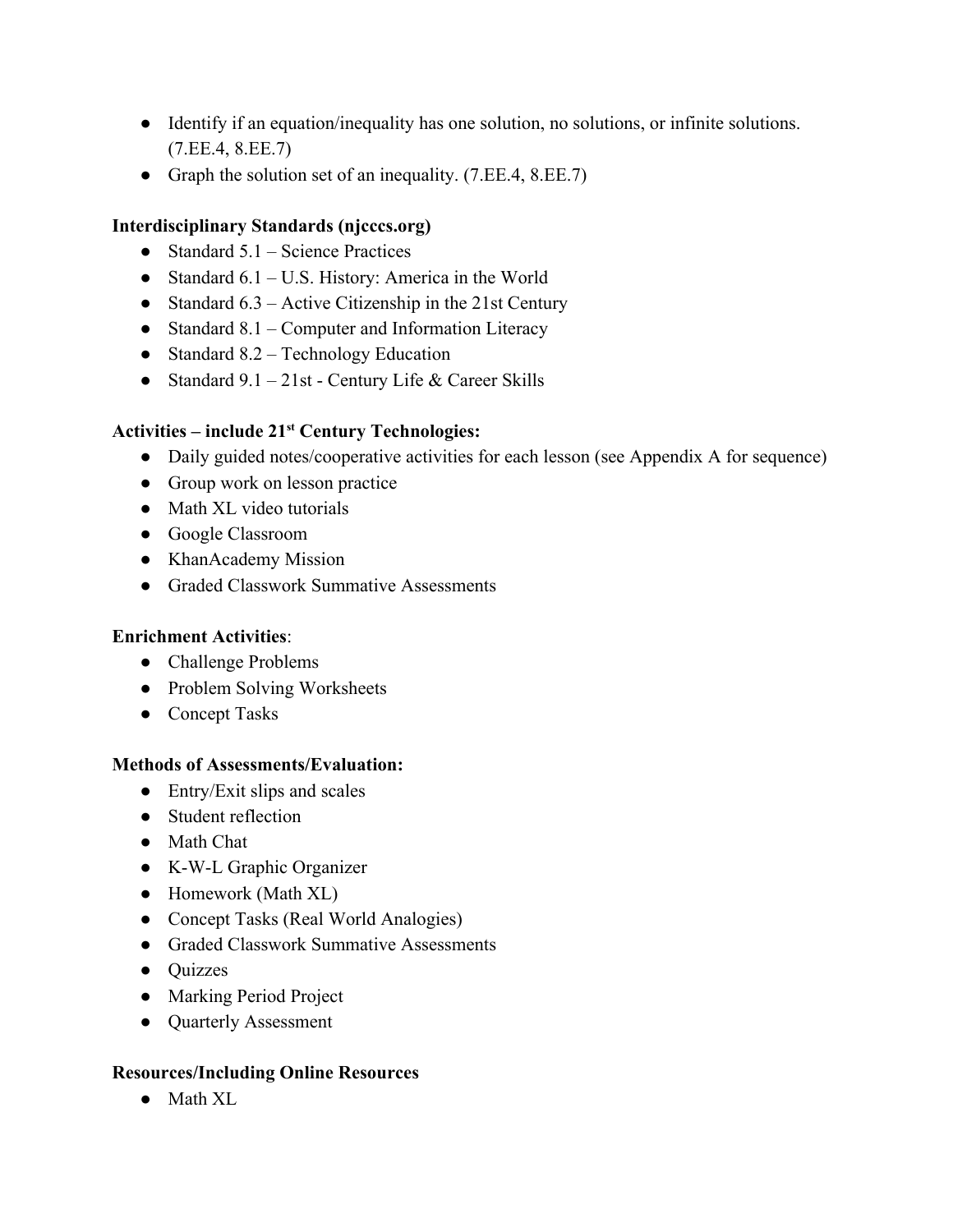- Identify if an equation/inequality has one solution, no solutions, or infinite solutions. (7.EE.4, 8.EE.7)
- Graph the solution set of an inequality. (7.EE.4, 8.EE.7)

**Interdisciplinary Standards (njcccs.org)**

- Standard 5.1 – Science Practices
- Standard 6.1 – U.S. History: America in the World
- Standard 6.3 – Active Citizenship in the 21st Century
- Standard 8.1 – Computer and Information Literacy
- Standard 8.2 – Technology Education
- Standard 9.1 – 21st - Century Life & Career Skills

**Activities – include 21st Century Technologies:**

- Daily guided notes/cooperative activities for each lesson (see Appendix A for sequence)
- Group work on lesson practice
- Math XL video tutorials
- Google Classroom
- KhanAcademy Mission
- Graded Classwork Summative Assessments

**Enrichment Activities**:

- Challenge Problems
- Problem Solving Worksheets
- Concept Tasks

**Methods of Assessments/Evaluation:**

- Entry/Exit slips and scales
- Student reflection
- Math Chat
- K-W-L Graphic Organizer
- Homework (Math XL)
- Concept Tasks (Real World Analogies)
- Graded Classwork Summative Assessments
- Quizzes
- Marking Period Project
- Quarterly Assessment

**Resources/Including Online Resources**

- Math XL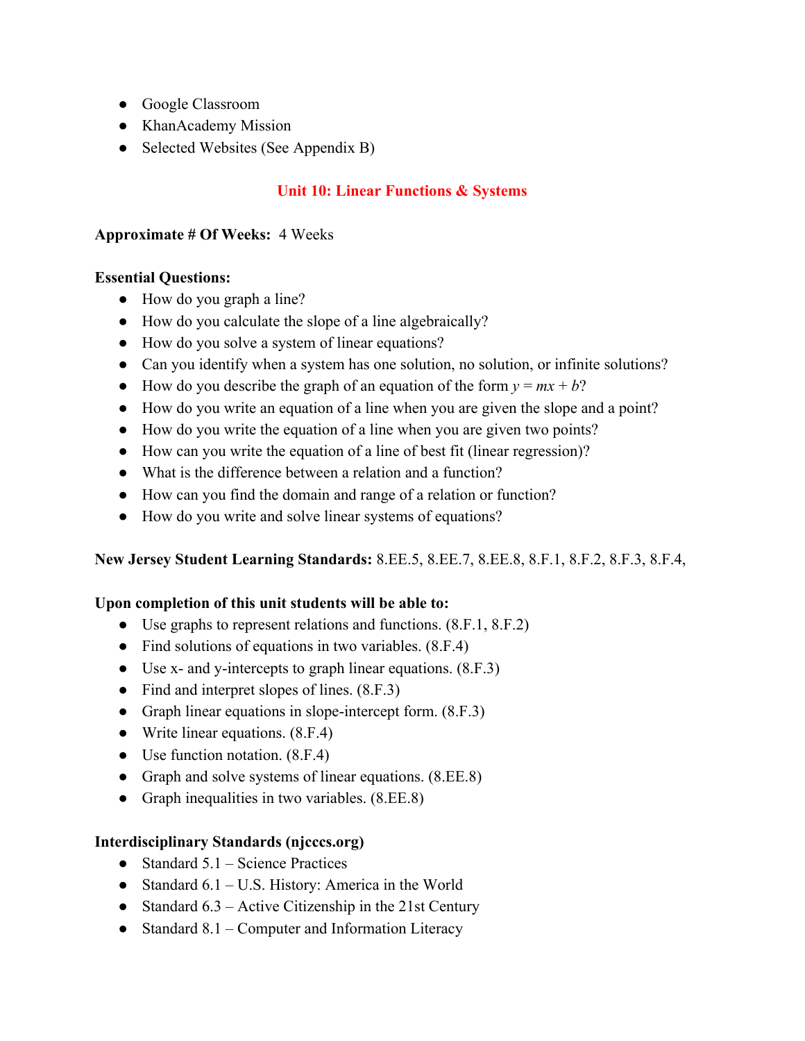- Google Classroom
- KhanAcademy Mission
- Selected Websites (See Appendix B)

## Unit 10: Linear Functions & Systems

**Approximate # Of Weeks:** 4 Weeks

**Essential Questions:**

- How do you graph a line?
- How do you calculate the slope of a line algebraically?
- How do you solve a system of linear equations?
- Can you identify when a system has one solution, no solution, or infinite solutions?
- How do you describe the graph of an equation of the form $y = mx + b$?
- How do you write an equation of a line when you are given the slope and a point?
- How do you write the equation of a line when you are given two points?
- How can you write the equation of a line of best fit (linear regression)?
- What is the difference between a relation and a function?
- How can you find the domain and range of a relation or function?
- How do you write and solve linear systems of equations?

**New Jersey Student Learning Standards:** 8.EE.5, 8.EE.7, 8.EE.8, 8.F.1, 8.F.2, 8.F.3, 8.F.4,

**Upon completion of this unit students will be able to:**

- Use graphs to represent relations and functions. (8.F.1, 8.F.2)
- Find solutions of equations in two variables. (8.F.4)
- Use x- and y-intercepts to graph linear equations. (8.F.3)
- Find and interpret slopes of lines. (8.F.3)
- Graph linear equations in slope-intercept form. (8.F.3)
- Write linear equations. (8.F.4)
- Use function notation. (8.F.4)
- Graph and solve systems of linear equations. (8.EE.8)
- Graph inequalities in two variables. (8.EE.8)

**Interdisciplinary Standards (njcccs.org)**

- Standard 5.1 – Science Practices
- Standard 6.1 – U.S. History: America in the World
- Standard 6.3 – Active Citizenship in the 21st Century
- Standard 8.1 – Computer and Information Literacy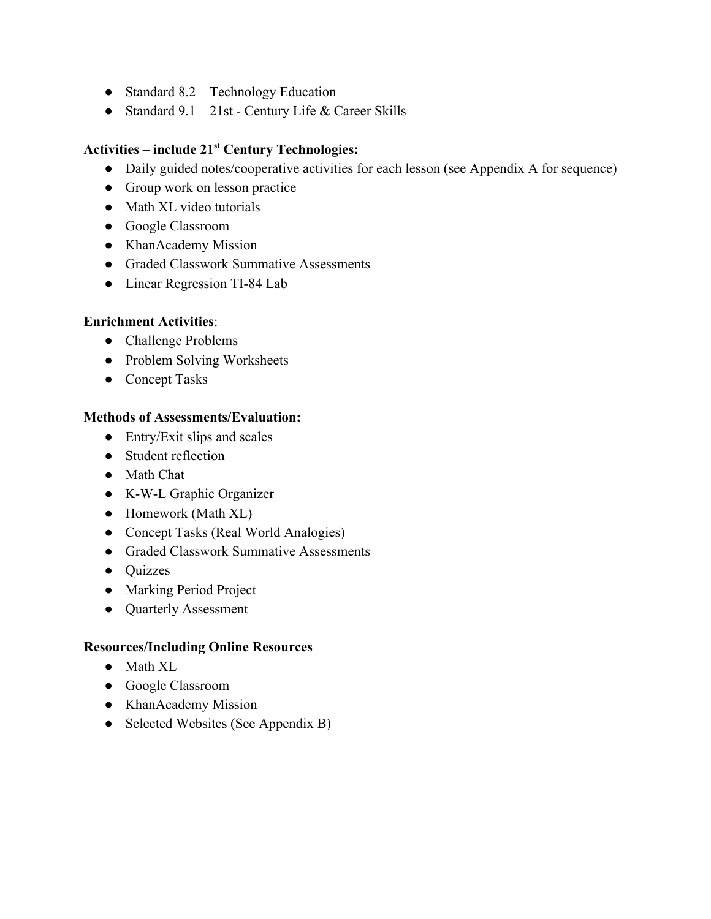- Standard 8.2 – Technology Education
- Standard 9.1 – 21st - Century Life & Career Skills

**Activities – include 21st Century Technologies:**

- Daily guided notes/cooperative activities for each lesson (see Appendix A for sequence)
- Group work on lesson practice
- Math XL video tutorials
- Google Classroom
- KhanAcademy Mission
- Graded Classwork Summative Assessments
- Linear Regression TI-84 Lab

**Enrichment Activities**:

- Challenge Problems
- Problem Solving Worksheets
- Concept Tasks

**Methods of Assessments/Evaluation:**

- Entry/Exit slips and scales
- Student reflection
- Math Chat
- K-W-L Graphic Organizer
- Homework (Math XL)
- Concept Tasks (Real World Analogies)
- Graded Classwork Summative Assessments
- Quizzes
- Marking Period Project
- Quarterly Assessment

**Resources/Including Online Resources**

- Math XL
- Google Classroom
- KhanAcademy Mission
- Selected Websites (See Appendix B)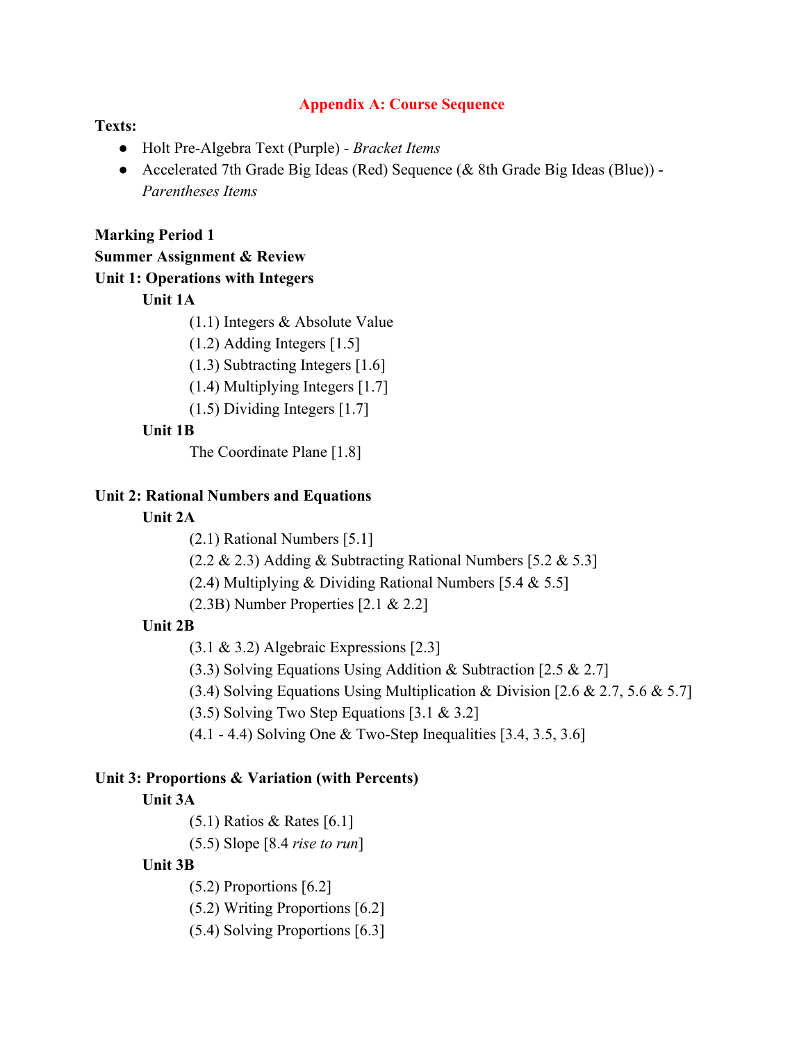## Appendix A: Course Sequence

**Texts:**

- Holt Pre-Algebra Text (Purple) - *Bracket Items*
- Accelerated 7th Grade Big Ideas (Red) Sequence (& 8th Grade Big Ideas (Blue)) - *Parentheses Items*

**Marking Period 1**

**Summer Assignment & Review**

**Unit 1: Operations with Integers**

**Unit 1A**

(1.1) Integers & Absolute Value

(1.2) Adding Integers [1.5]

(1.3) Subtracting Integers [1.6]

(1.4) Multiplying Integers [1.7]

(1.5) Dividing Integers [1.7]

**Unit 1B**

The Coordinate Plane [1.8]

**Unit 2: Rational Numbers and Equations**

**Unit 2A**

(2.1) Rational Numbers [5.1]

(2.2 & 2.3) Adding & Subtracting Rational Numbers [5.2 & 5.3]

(2.4) Multiplying & Dividing Rational Numbers [5.4 & 5.5]

(2.3B) Number Properties [2.1 & 2.2]

**Unit 2B**

(3.1 & 3.2) Algebraic Expressions [2.3]

(3.3) Solving Equations Using Addition & Subtraction [2.5 & 2.7]

(3.4) Solving Equations Using Multiplication & Division [2.6 & 2.7, 5.6 & 5.7]

(3.5) Solving Two Step Equations [3.1 & 3.2]

(4.1 - 4.4) Solving One & Two-Step Inequalities [3.4, 3.5, 3.6]

**Unit 3: Proportions & Variation (with Percents)**

**Unit 3A**

(5.1) Ratios & Rates [6.1]

(5.5) Slope [8.4 *rise to run*]

**Unit 3B**

(5.2) Proportions [6.2]

(5.2) Writing Proportions [6.2]

(5.4) Solving Proportions [6.3]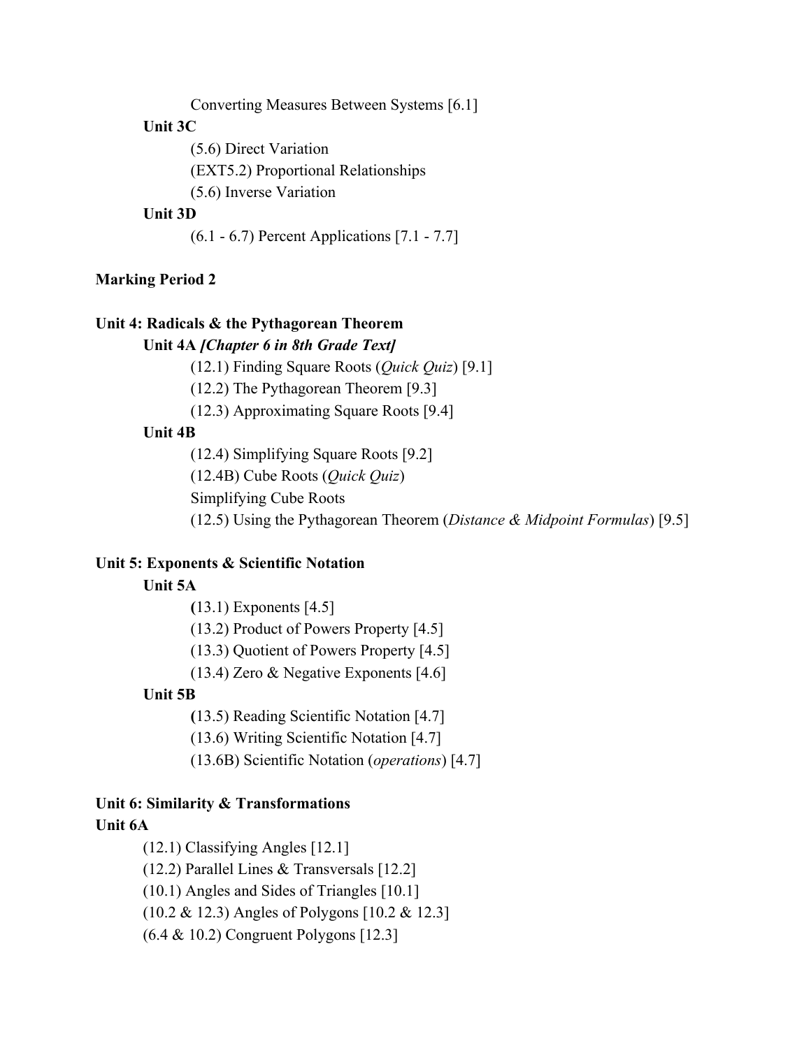Converting Measures Between Systems [6.1]

**Unit 3C**

(5.6) Direct Variation

(EXT5.2) Proportional Relationships

(5.6) Inverse Variation

**Unit 3D**

(6.1 - 6.7) Percent Applications [7.1 - 7.7]

**Marking Period 2**

**Unit 4: Radicals & the Pythagorean Theorem**

**Unit 4A *[Chapter 6 in 8th Grade Text]***

(12.1) Finding Square Roots (*Quick Quiz*) [9.1]

(12.2) The Pythagorean Theorem [9.3]

(12.3) Approximating Square Roots [9.4]

**Unit 4B**

(12.4) Simplifying Square Roots [9.2]

(12.4B) Cube Roots (*Quick Quiz*)

Simplifying Cube Roots

(12.5) Using the Pythagorean Theorem (*Distance & Midpoint Formulas*) [9.5]

**Unit 5: Exponents & Scientific Notation**

**Unit 5A**

**(**13.1) Exponents [4.5]

(13.2) Product of Powers Property [4.5]

(13.3) Quotient of Powers Property [4.5]

(13.4) Zero & Negative Exponents [4.6]

**Unit 5B**

**(**13.5) Reading Scientific Notation [4.7]

(13.6) Writing Scientific Notation [4.7]

(13.6B) Scientific Notation (*operations*) [4.7]

**Unit 6: Similarity & Transformations**

**Unit 6A**

(12.1) Classifying Angles [12.1]

(12.2) Parallel Lines & Transversals [12.2]

(10.1) Angles and Sides of Triangles [10.1]

(10.2 & 12.3) Angles of Polygons [10.2 & 12.3]

(6.4 & 10.2) Congruent Polygons [12.3]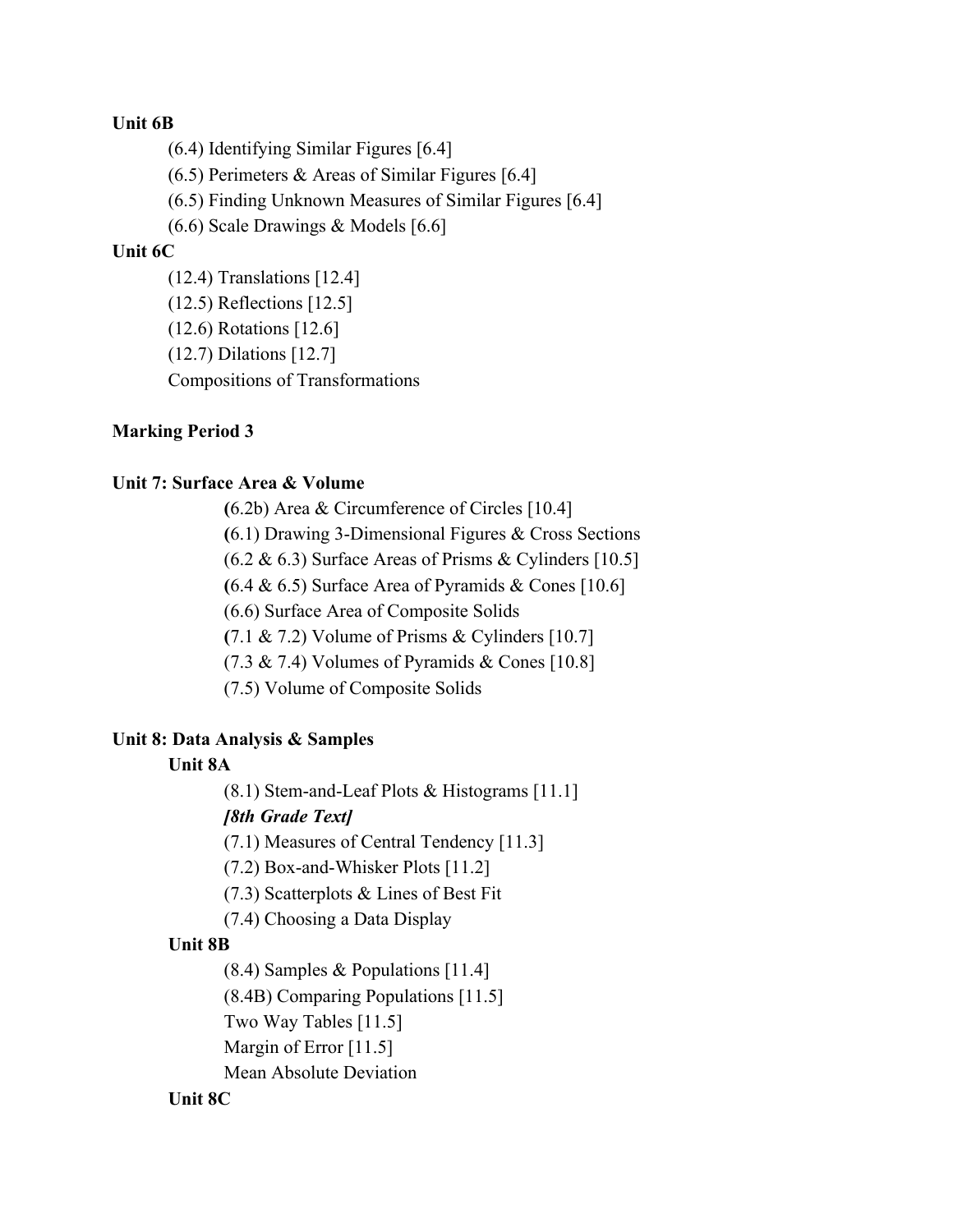**Unit 6B**

- (6.4) Identifying Similar Figures [6.4]
- (6.5) Perimeters & Areas of Similar Figures [6.4]
- (6.5) Finding Unknown Measures of Similar Figures [6.4]
- (6.6) Scale Drawings & Models [6.6]

**Unit 6C**

- (12.4) Translations [12.4]
- (12.5) Reflections [12.5]
- (12.6) Rotations [12.6]
- (12.7) Dilations [12.7]
- Compositions of Transformations

**Marking Period 3**

**Unit 7: Surface Area & Volume**

- **(**6.2b) Area & Circumference of Circles [10.4]
- **(**6.1) Drawing 3-Dimensional Figures & Cross Sections
- (6.2 & 6.3) Surface Areas of Prisms & Cylinders [10.5]
- **(**6.4 & 6.5) Surface Area of Pyramids & Cones [10.6]
- (6.6) Surface Area of Composite Solids
- **(**7.1 & 7.2) Volume of Prisms & Cylinders [10.7]
- (7.3 & 7.4) Volumes of Pyramids & Cones [10.8]
- (7.5) Volume of Composite Solids

**Unit 8: Data Analysis & Samples**

**Unit 8A**

- (8.1) Stem-and-Leaf Plots & Histograms [11.1]
- ***[8th Grade Text]***
- (7.1) Measures of Central Tendency [11.3]
- (7.2) Box-and-Whisker Plots [11.2]
- (7.3) Scatterplots & Lines of Best Fit
- (7.4) Choosing a Data Display

**Unit 8B**

- (8.4) Samples & Populations [11.4]
- (8.4B) Comparing Populations [11.5]
- Two Way Tables [11.5]
- Margin of Error [11.5]
- Mean Absolute Deviation

**Unit 8C**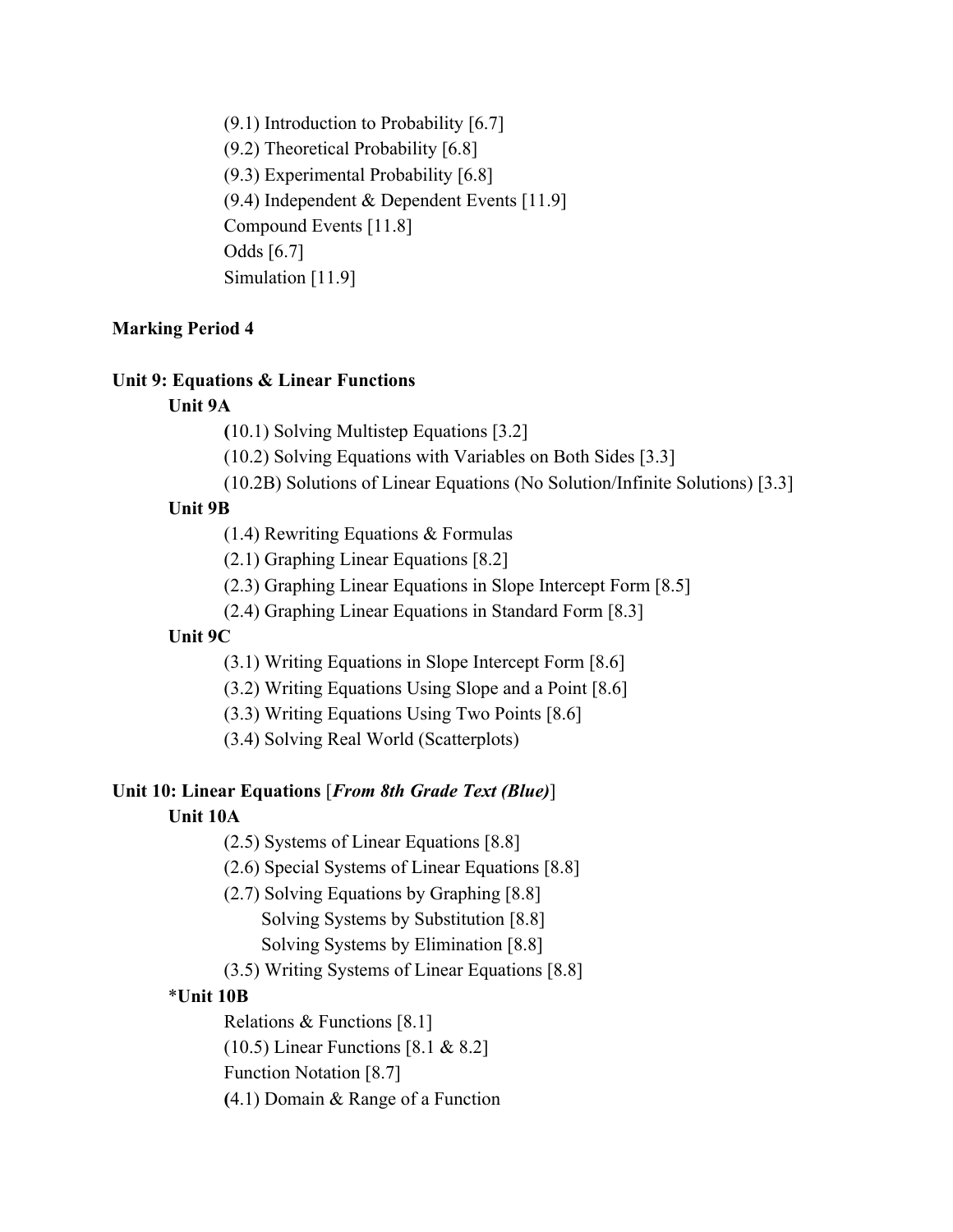- (9.1) Introduction to Probability [6.7]
- (9.2) Theoretical Probability [6.8]
- (9.3) Experimental Probability [6.8]
- (9.4) Independent & Dependent Events [11.9]
- Compound Events [11.8]
- Odds [6.7]
- Simulation [11.9]

**Marking Period 4**

**Unit 9: Equations & Linear Functions**

**Unit 9A**

- **(**10.1) Solving Multistep Equations [3.2]
- (10.2) Solving Equations with Variables on Both Sides [3.3]
- (10.2B) Solutions of Linear Equations (No Solution/Infinite Solutions) [3.3]

**Unit 9B**

- (1.4) Rewriting Equations & Formulas
- (2.1) Graphing Linear Equations [8.2]
- (2.3) Graphing Linear Equations in Slope Intercept Form [8.5]
- (2.4) Graphing Linear Equations in Standard Form [8.3]

**Unit 9C**

- (3.1) Writing Equations in Slope Intercept Form [8.6]
- (3.2) Writing Equations Using Slope and a Point [8.6]
- (3.3) Writing Equations Using Two Points [8.6]
- (3.4) Solving Real World (Scatterplots)

**Unit 10: Linear Equations** [***From 8th Grade Text (Blue)***]

**Unit 10A**

- (2.5) Systems of Linear Equations [8.8]
- (2.6) Special Systems of Linear Equations [8.8]
- (2.7) Solving Equations by Graphing [8.8]
  - Solving Systems by Substitution [8.8]
  - Solving Systems by Elimination [8.8]
- (3.5) Writing Systems of Linear Equations [8.8]

*__Unit 10B__

- Relations & Functions [8.1]
- (10.5) Linear Functions [8.1 & 8.2]
- Function Notation [8.7]
- **(**4.1) Domain & Range of a Function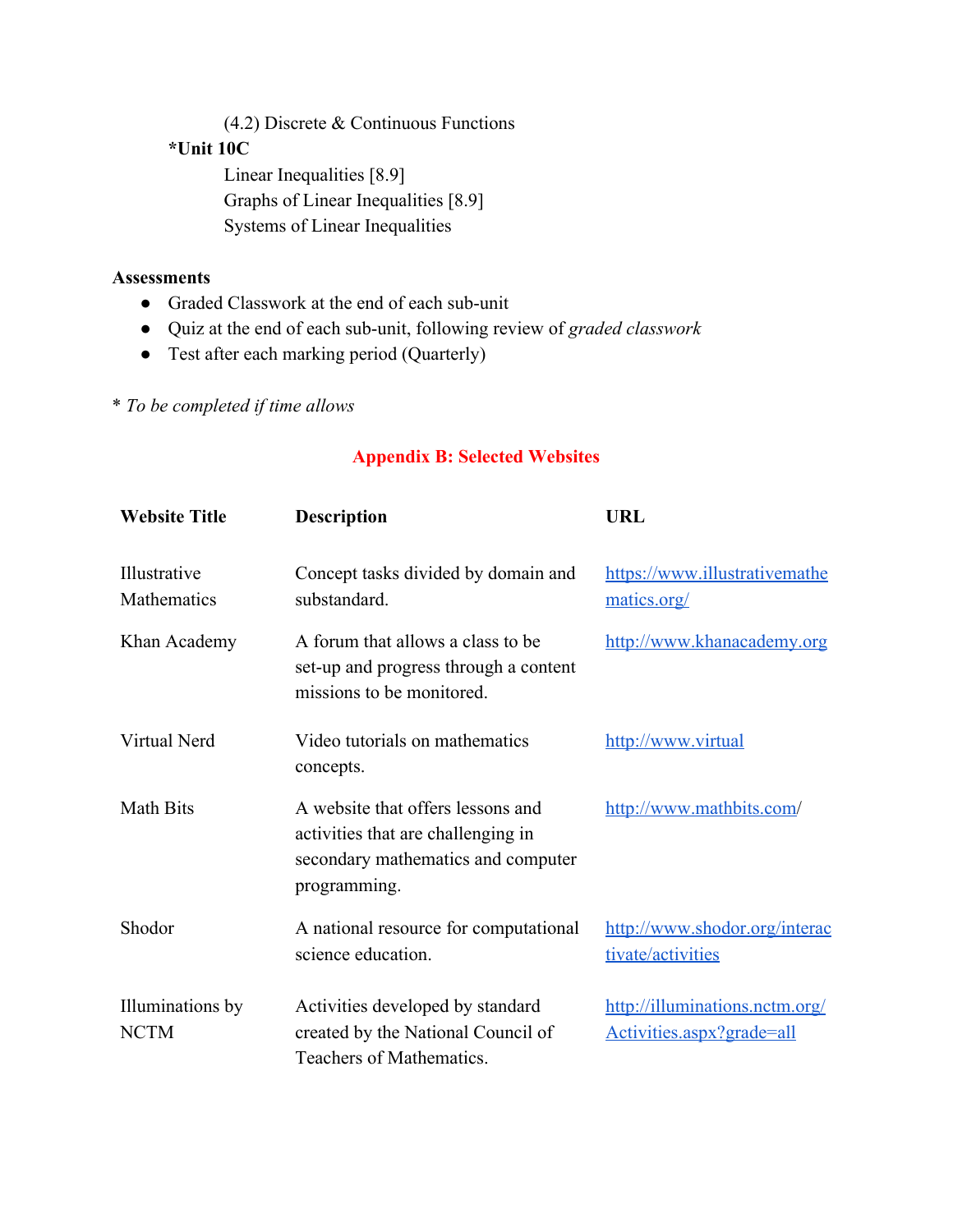(4.2) Discrete & Continuous Functions

**\*Unit 10C**

Linear Inequalities [8.9]
Graphs of Linear Inequalities [8.9]
Systems of Linear Inequalities

**Assessments**

- Graded Classwork at the end of each sub-unit
- Quiz at the end of each sub-unit, following review of *graded classwork*
- Test after each marking period (Quarterly)

\* *To be completed if time allows*

## Appendix B: Selected Websites

| Website Title | Description | URL |
|---|---|---|
| Illustrative Mathematics | Concept tasks divided by domain and substandard. | https://www.illustrativemathematics.org/ |
| Khan Academy | A forum that allows a class to be set-up and progress through a content missions to be monitored. | http://www.khanacademy.org |
| Virtual Nerd | Video tutorials on mathematics concepts. | http://www.virtual |
| Math Bits | A website that offers lessons and activities that are challenging in secondary mathematics and computer programming. | http://www.mathbits.com/ |
| Shodor | A national resource for computational science education. | http://www.shodor.org/interactivate/activities |
| Illuminations by NCTM | Activities developed by standard created by the National Council of Teachers of Mathematics. | http://illuminations.nctm.org/Activities.aspx?grade=all |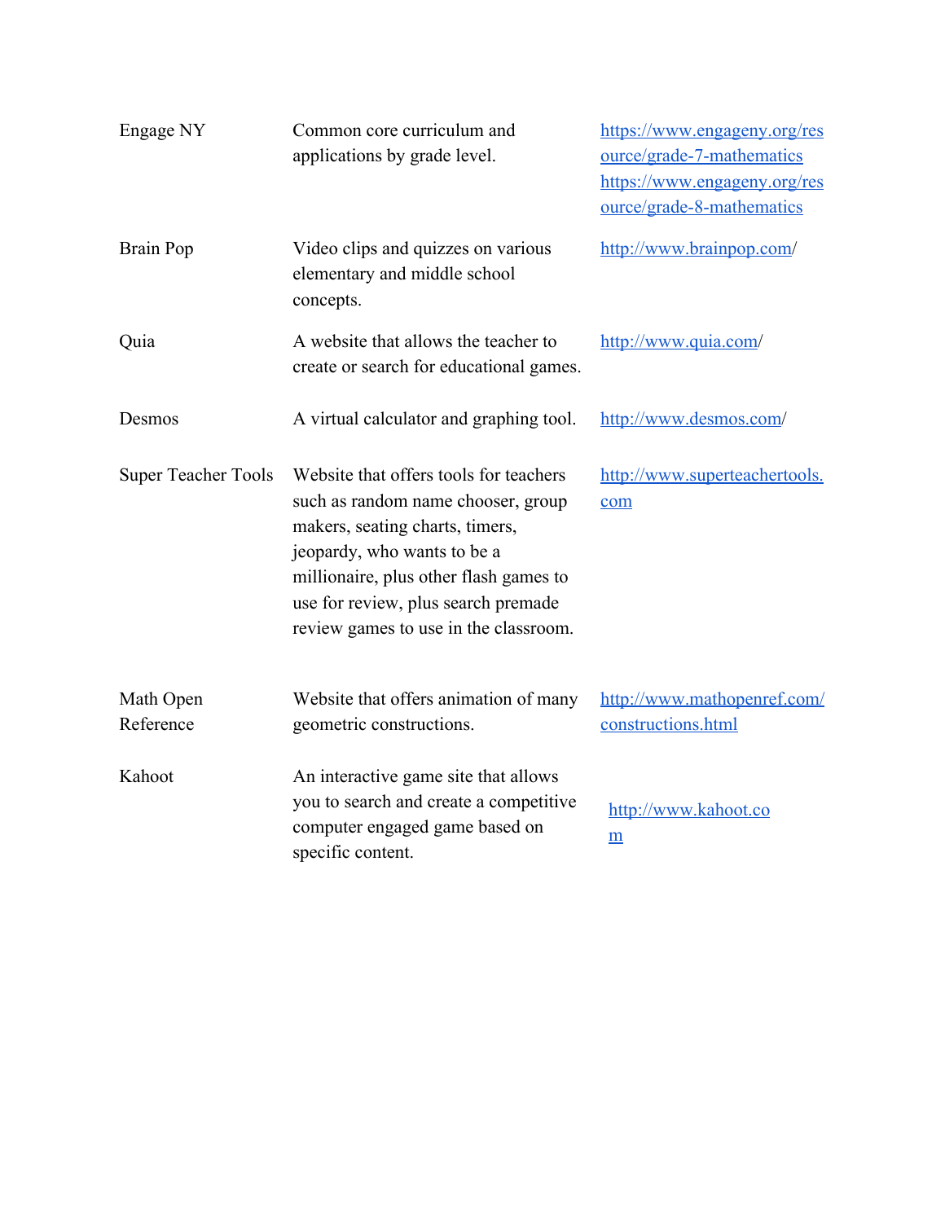| | | |
|---|---|---|
| Engage NY | Common core curriculum and applications by grade level. | https://www.engageny.org/resource/grade-7-mathematics https://www.engageny.org/resource/grade-8-mathematics |
| Brain Pop | Video clips and quizzes on various elementary and middle school concepts. | http://www.brainpop.com/ |
| Quia | A website that allows the teacher to create or search for educational games. | http://www.quia.com/ |
| Desmos | A virtual calculator and graphing tool. | http://www.desmos.com/ |
| Super Teacher Tools | Website that offers tools for teachers such as random name chooser, group makers, seating charts, timers, jeopardy, who wants to be a millionaire, plus other flash games to use for review, plus search premade review games to use in the classroom. | http://www.superteachertools.com |
| Math Open Reference | Website that offers animation of many geometric constructions. | http://www.mathopenref.com/constructions.html |
| Kahoot | An interactive game site that allows you to search and create a competitive computer engaged game based on specific content. | http://www.kahoot.com |